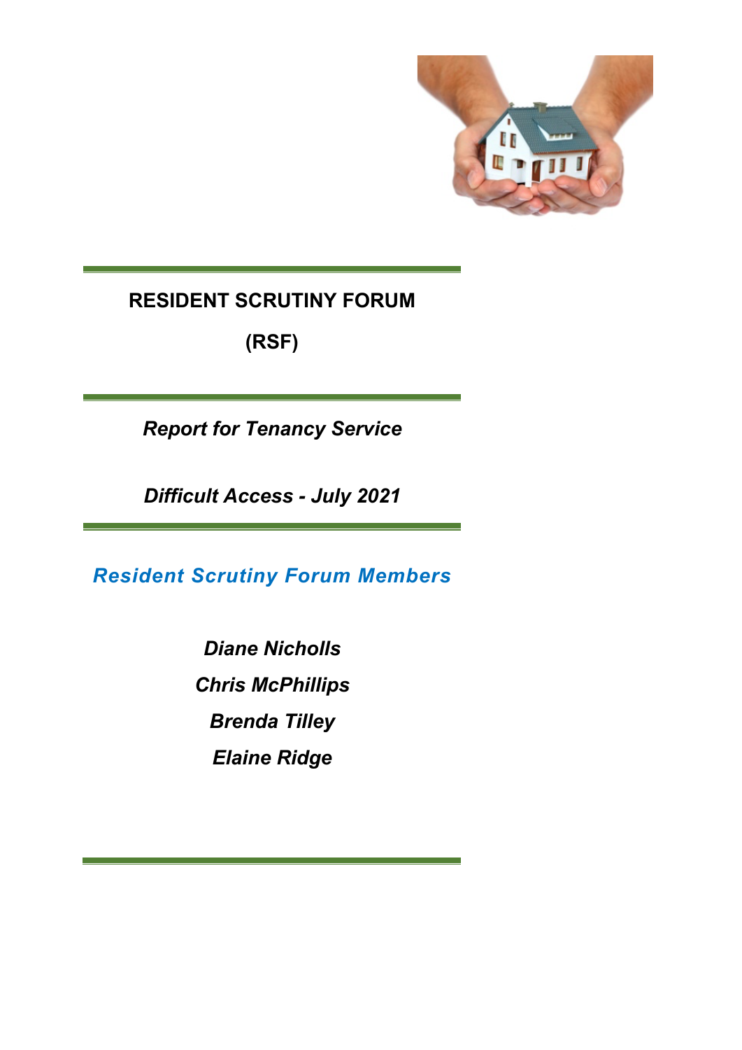# RESIDENT SCRUTINY FORUM

# (RSF)

***Report for Tenancy Service***

***Difficult Access - July 2021***

## *Resident Scrutiny Forum Members*

***Diane Nicholls***

***Chris McPhillips***

***Brenda Tilley***

***Elaine Ridge***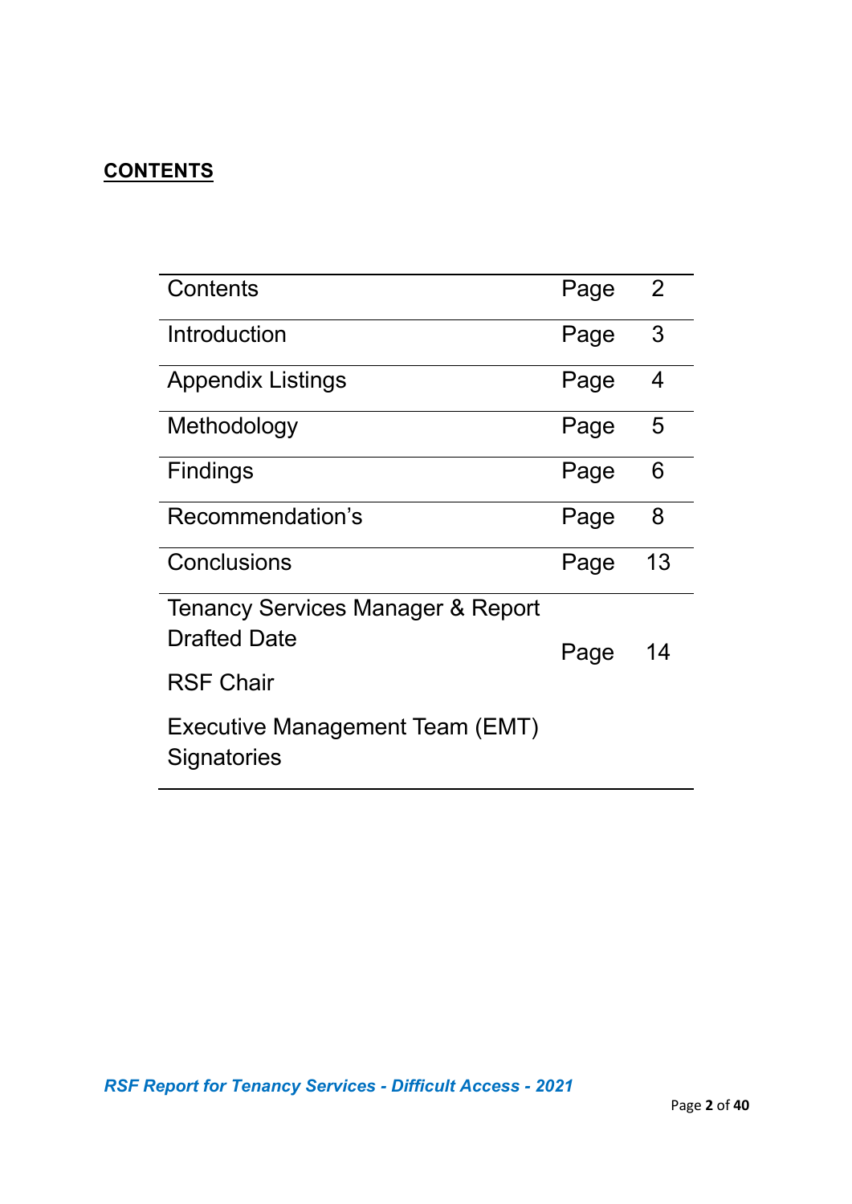**CONTENTS**

| Contents | Page | 2 |
|---|---|---|
| Introduction | Page | 3 |
| Appendix Listings | Page | 4 |
| Methodology | Page | 5 |
| Findings | Page | 6 |
| Recommendation's | Page | 8 |
| Conclusions | Page | 13 |
| Tenancy Services Manager & Report Drafted Date<br>RSF Chair<br>Executive Management Team (EMT) Signatories | Page | 14 |

*RSF Report for Tenancy Services - Difficult Access - 2021*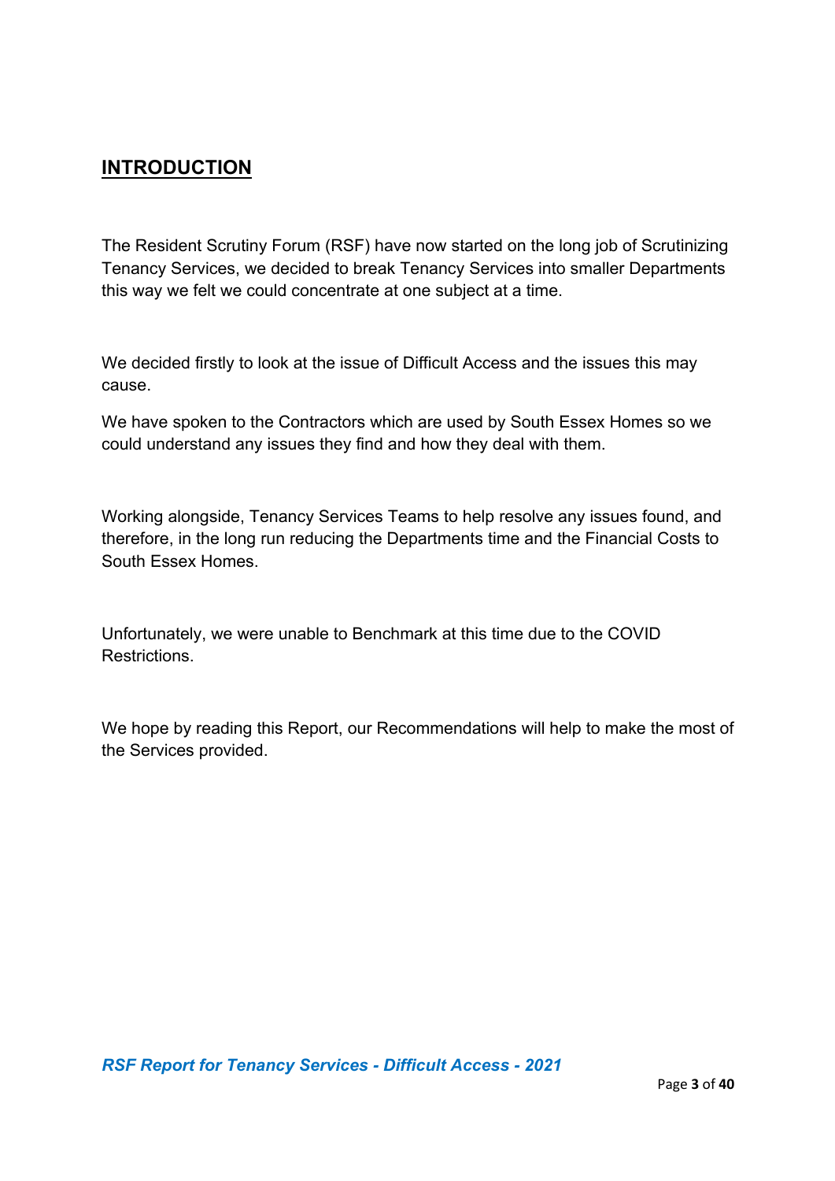## INTRODUCTION

The Resident Scrutiny Forum (RSF) have now started on the long job of Scrutinizing Tenancy Services, we decided to break Tenancy Services into smaller Departments this way we felt we could concentrate at one subject at a time.

We decided firstly to look at the issue of Difficult Access and the issues this may cause.

We have spoken to the Contractors which are used by South Essex Homes so we could understand any issues they find and how they deal with them.

Working alongside, Tenancy Services Teams to help resolve any issues found, and therefore, in the long run reducing the Departments time and the Financial Costs to South Essex Homes.

Unfortunately, we were unable to Benchmark at this time due to the COVID Restrictions.

We hope by reading this Report, our Recommendations will help to make the most of the Services provided.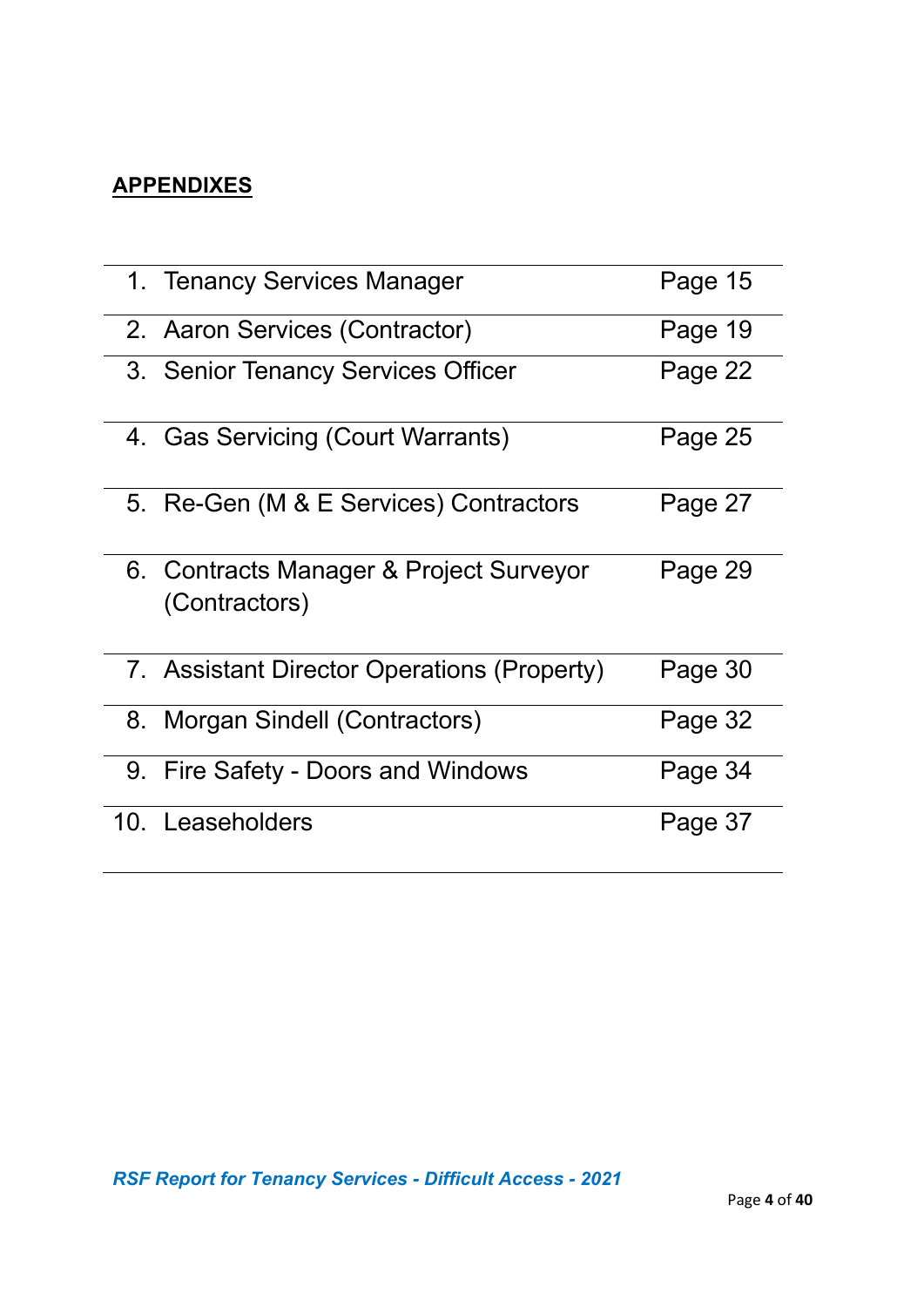## APPENDIXES

| | | |
|---|---|---|
| 1. | Tenancy Services Manager | Page 15 |
| 2. | Aaron Services (Contractor) | Page 19 |
| 3. | Senior Tenancy Services Officer | Page 22 |
| 4. | Gas Servicing (Court Warrants) | Page 25 |
| 5. | Re-Gen (M & E Services) Contractors | Page 27 |
| 6. | Contracts Manager & Project Surveyor (Contractors) | Page 29 |
| 7. | Assistant Director Operations (Property) | Page 30 |
| 8. | Morgan Sindell (Contractors) | Page 32 |
| 9. | Fire Safety - Doors and Windows | Page 34 |
| 10. | Leaseholders | Page 37 |

*RSF Report for Tenancy Services - Difficult Access - 2021*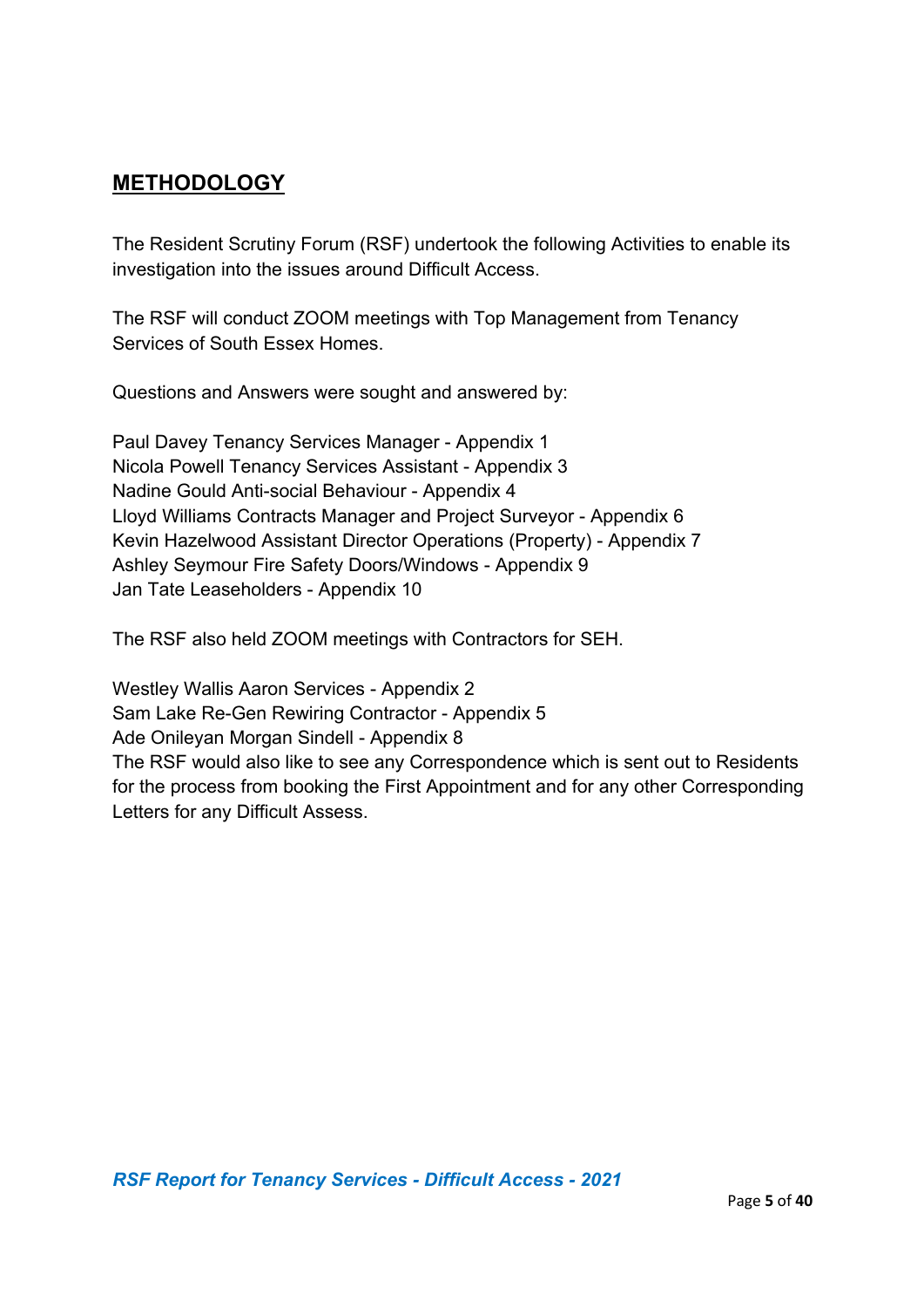## METHODOLOGY

The Resident Scrutiny Forum (RSF) undertook the following Activities to enable its investigation into the issues around Difficult Access.

The RSF will conduct ZOOM meetings with Top Management from Tenancy Services of South Essex Homes.

Questions and Answers were sought and answered by:

Paul Davey Tenancy Services Manager - Appendix 1
Nicola Powell Tenancy Services Assistant - Appendix 3
Nadine Gould Anti-social Behaviour - Appendix 4
Lloyd Williams Contracts Manager and Project Surveyor - Appendix 6
Kevin Hazelwood Assistant Director Operations (Property) - Appendix 7
Ashley Seymour Fire Safety Doors/Windows - Appendix 9
Jan Tate Leaseholders - Appendix 10

The RSF also held ZOOM meetings with Contractors for SEH.

Westley Wallis Aaron Services - Appendix 2
Sam Lake Re-Gen Rewiring Contractor - Appendix 5
Ade Onileyan Morgan Sindell - Appendix 8
The RSF would also like to see any Correspondence which is sent out to Residents for the process from booking the First Appointment and for any other Corresponding Letters for any Difficult Assess.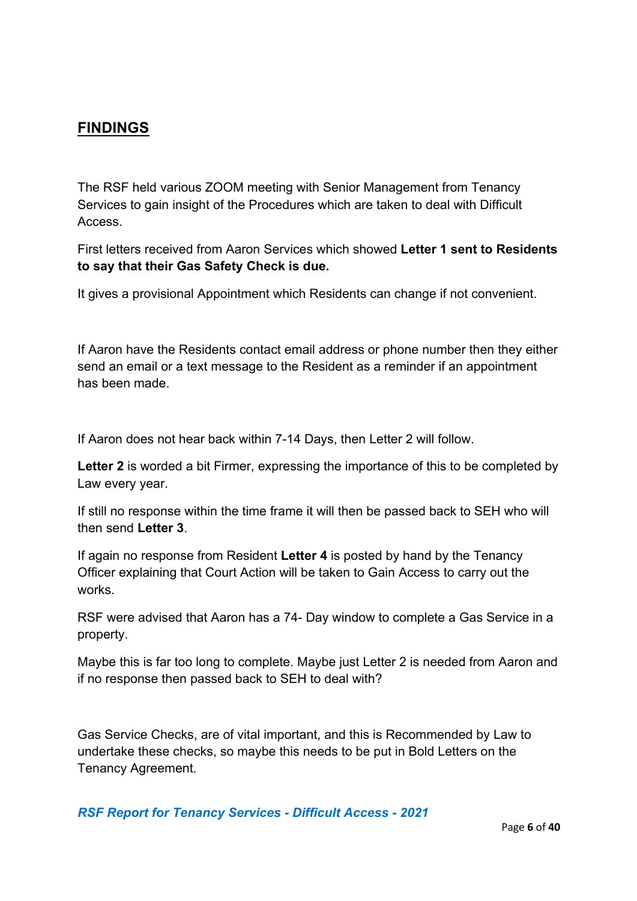## FINDINGS

The RSF held various ZOOM meeting with Senior Management from Tenancy Services to gain insight of the Procedures which are taken to deal with Difficult Access.

First letters received from Aaron Services which showed **Letter 1 sent to Residents to say that their Gas Safety Check is due.**

It gives a provisional Appointment which Residents can change if not convenient.

If Aaron have the Residents contact email address or phone number then they either send an email or a text message to the Resident as a reminder if an appointment has been made.

If Aaron does not hear back within 7-14 Days, then Letter 2 will follow.

**Letter 2** is worded a bit Firmer, expressing the importance of this to be completed by Law every year.

If still no response within the time frame it will then be passed back to SEH who will then send **Letter 3**.

If again no response from Resident **Letter 4** is posted by hand by the Tenancy Officer explaining that Court Action will be taken to Gain Access to carry out the works.

RSF were advised that Aaron has a 74- Day window to complete a Gas Service in a property.

Maybe this is far too long to complete. Maybe just Letter 2 is needed from Aaron and if no response then passed back to SEH to deal with?

Gas Service Checks, are of vital important, and this is Recommended by Law to undertake these checks, so maybe this needs to be put in Bold Letters on the Tenancy Agreement.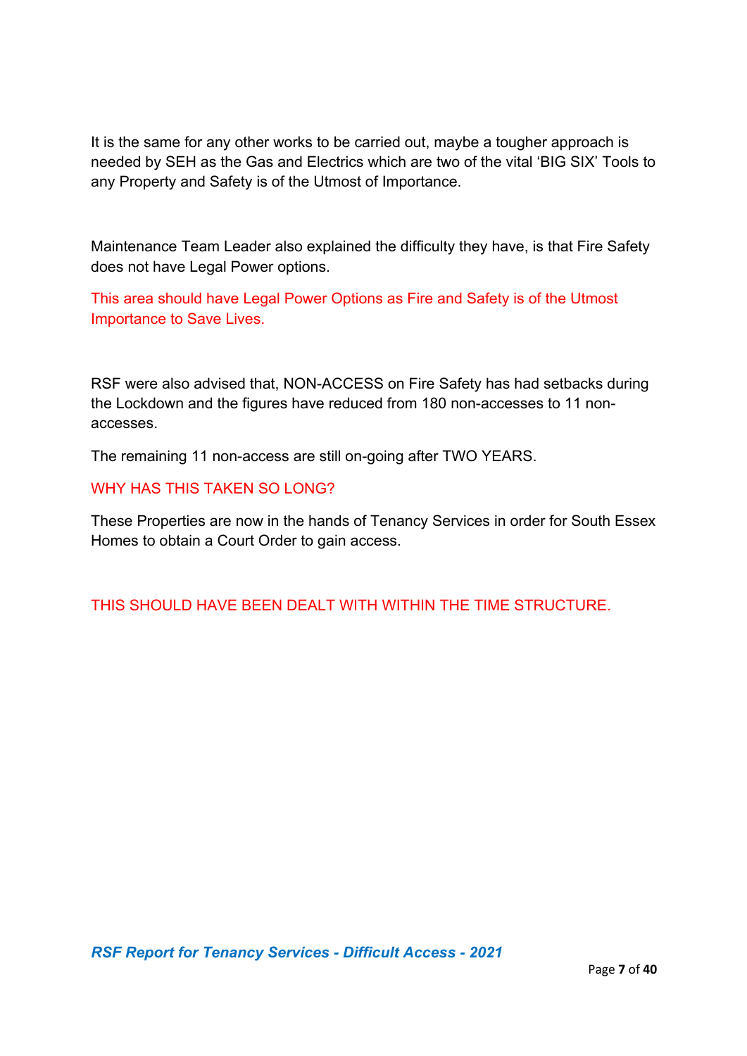It is the same for any other works to be carried out, maybe a tougher approach is needed by SEH as the Gas and Electrics which are two of the vital 'BIG SIX' Tools to any Property and Safety is of the Utmost of Importance.

Maintenance Team Leader also explained the difficulty they have, is that Fire Safety does not have Legal Power options.

This area should have Legal Power Options as Fire and Safety is of the Utmost Importance to Save Lives.

RSF were also advised that, NON-ACCESS on Fire Safety has had setbacks during the Lockdown and the figures have reduced from 180 non-accesses to 11 non-accesses.

The remaining 11 non-access are still on-going after TWO YEARS.

WHY HAS THIS TAKEN SO LONG?

These Properties are now in the hands of Tenancy Services in order for South Essex Homes to obtain a Court Order to gain access.

THIS SHOULD HAVE BEEN DEALT WITH WITHIN THE TIME STRUCTURE.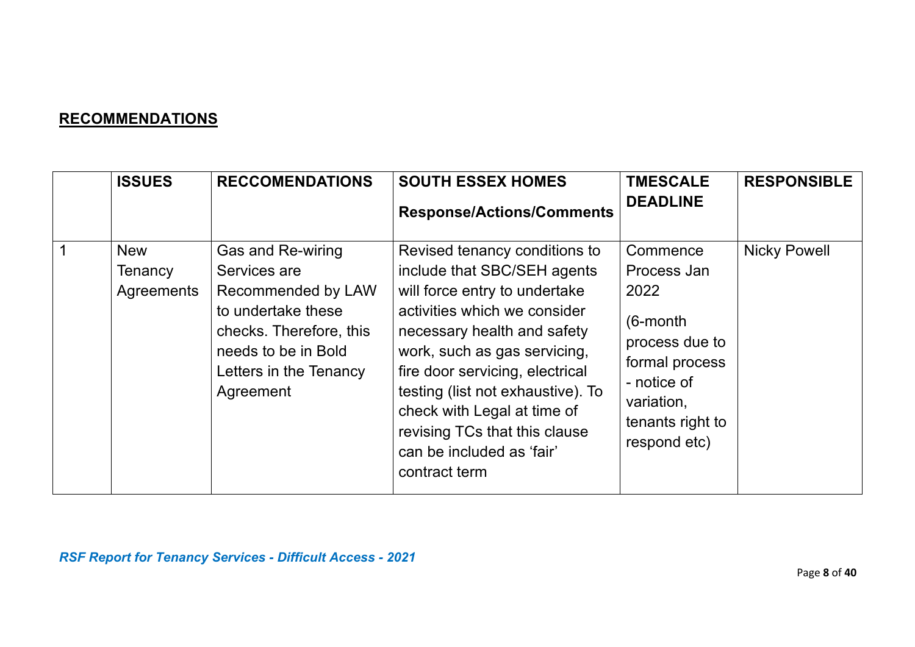**RECOMMENDATIONS**

| | ISSUES | RECCOMENDATIONS | SOUTH ESSEX HOMES Response/Actions/Comments | TMESCALE DEADLINE | RESPONSIBLE |
|---|---|---|---|---|---|
| 1 | New Tenancy Agreements | Gas and Re-wiring Services are Recommended by LAW to undertake these checks. Therefore, this needs to be in Bold Letters in the Tenancy Agreement | Revised tenancy conditions to include that SBC/SEH agents will force entry to undertake activities which we consider necessary health and safety work, such as gas servicing, fire door servicing, electrical testing (list not exhaustive). To check with Legal at time of revising TCs that this clause can be included as 'fair' contract term | Commence Process Jan 2022 (6-month process due to formal process - notice of variation, tenants right to respond etc) | Nicky Powell |

*RSF Report for Tenancy Services - Difficult Access - 2021*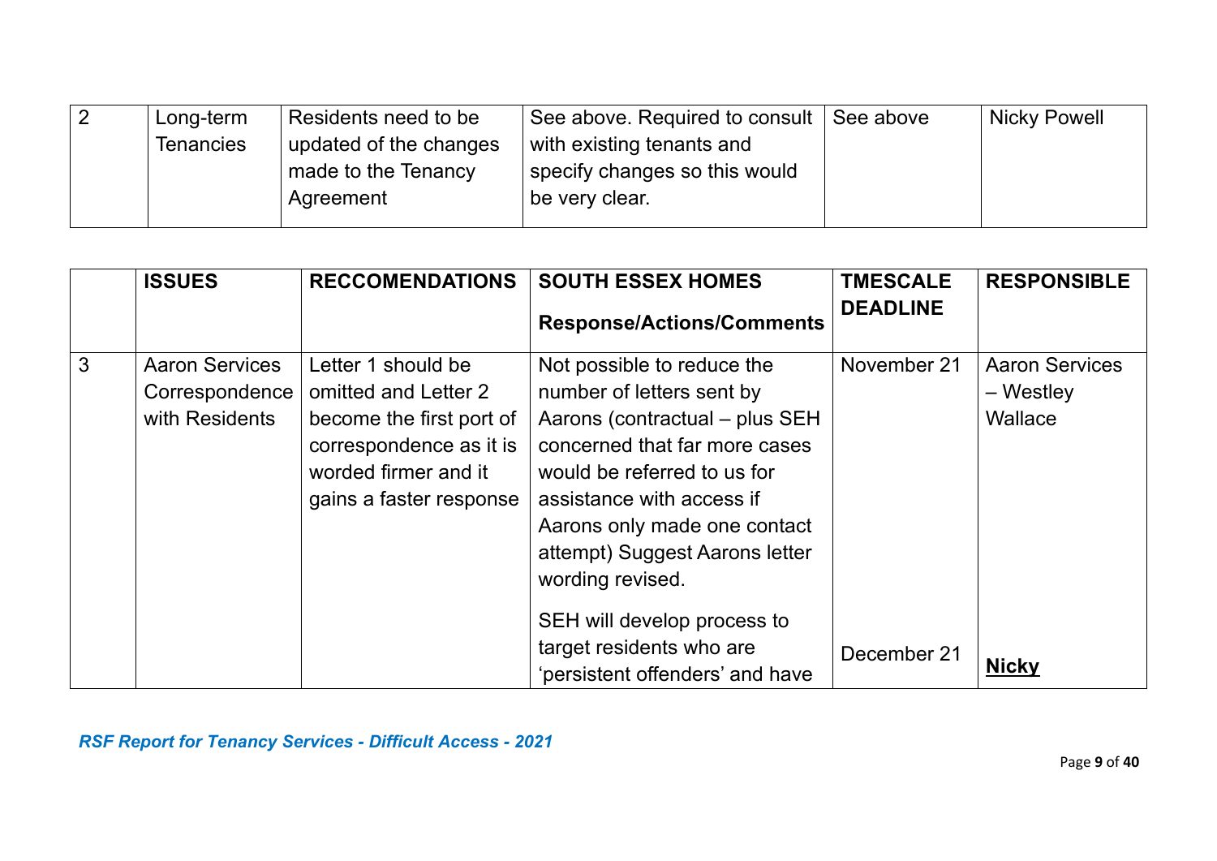| 2 | Long-term Tenancies | Residents need to be updated of the changes made to the Tenancy Agreement | See above. Required to consult with existing tenants and specify changes so this would be very clear. | See above | Nicky Powell |
|---|---|---|---|---|---|

| | ISSUES | RECCOMENDATIONS | SOUTH ESSEX HOMES Response/Actions/Comments | TMESCALE DEADLINE | RESPONSIBLE |
|---|---|---|---|---|---|
| 3 | Aaron Services Correspondence with Residents | Letter 1 should be omitted and Letter 2 become the first port of correspondence as it is worded firmer and it gains a faster response | Not possible to reduce the number of letters sent by Aarons (contractual – plus SEH concerned that far more cases would be referred to us for assistance with access if Aarons only made one contact attempt) Suggest Aarons letter wording revised. | November 21 | Aaron Services – Westley Wallace |
| | | | SEH will develop process to target residents who are 'persistent offenders' and have | December 21 | **Nicky** |

*RSF Report for Tenancy Services - Difficult Access - 2021*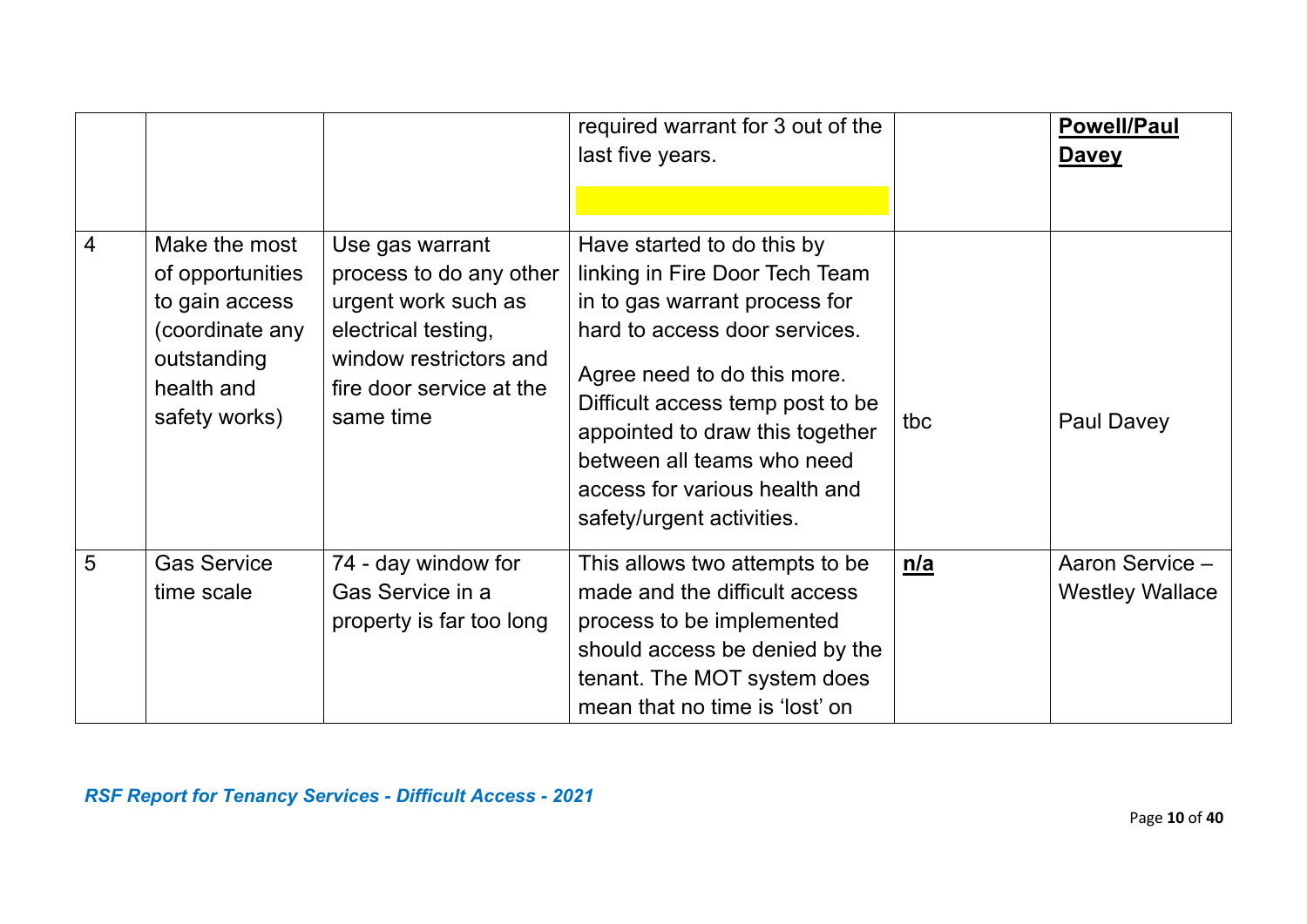|  |  |  |  |  |  |
|---|---|---|---|---|---|
|  |  |  | required warrant for 3 out of the last five years. |  | **Powell/Paul Davey** |
| 4 | Make the most of opportunities to gain access (coordinate any outstanding health and safety works) | Use gas warrant process to do any other urgent work such as electrical testing, window restrictors and fire door service at the same time | Have started to do this by linking in Fire Door Tech Team in to gas warrant process for hard to access door services. Agree need to do this more. Difficult access temp post to be appointed to draw this together between all teams who need access for various health and safety/urgent activities. | tbc | Paul Davey |
| 5 | Gas Service time scale | 74 - day window for Gas Service in a property is far too long | This allows two attempts to be made and the difficult access process to be implemented should access be denied by the tenant. The MOT system does mean that no time is 'lost' on | **n/a** | Aaron Service – Westley Wallace |

*RSF Report for Tenancy Services - Difficult Access - 2021*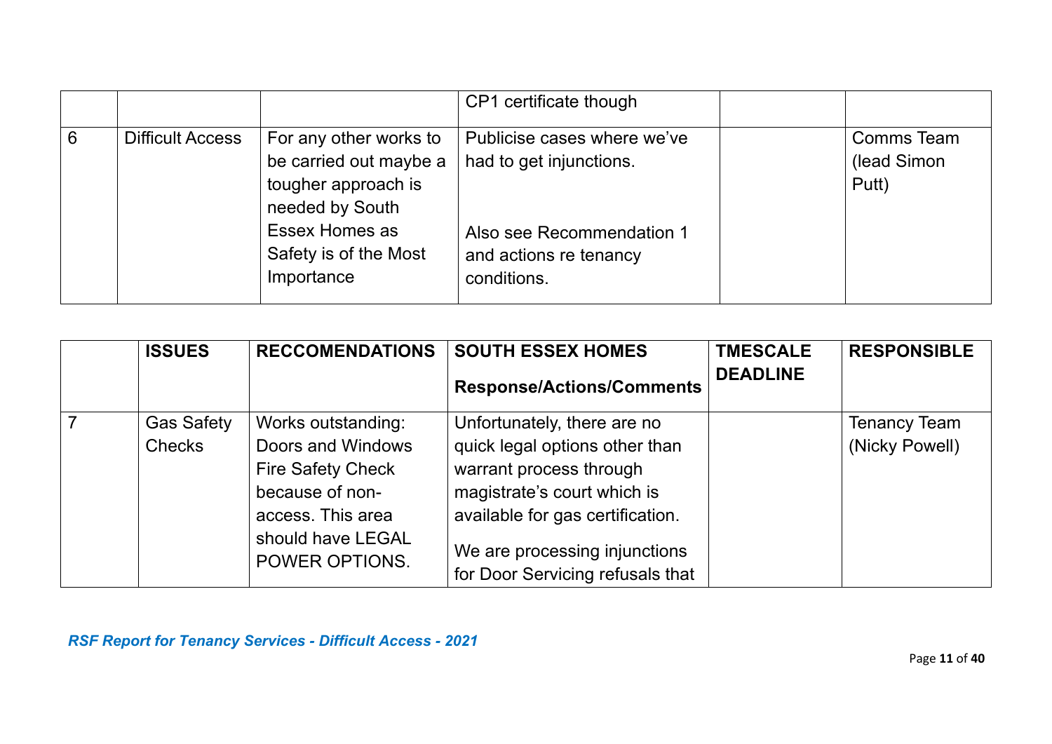| | | | CP1 certificate though | | |
|---|---|---|---|---|---|
| 6 | Difficult Access | For any other works to be carried out maybe a tougher approach is needed by South Essex Homes as Safety is of the Most Importance | Publicise cases where we've had to get injunctions.<br><br>Also see Recommendation 1 and actions re tenancy conditions. | | Comms Team (lead Simon Putt) |

| | ISSUES | RECCOMENDATIONS | SOUTH ESSEX HOMES<br>**Response/Actions/Comments** | TMESCALE DEADLINE | RESPONSIBLE |
|---|---|---|---|---|---|
| 7 | Gas Safety Checks | Works outstanding: Doors and Windows Fire Safety Check because of non-access. This area should have LEGAL POWER OPTIONS. | Unfortunately, there are no quick legal options other than warrant process through magistrate's court which is available for gas certification.<br><br>We are processing injunctions for Door Servicing refusals that | | Tenancy Team (Nicky Powell) |

*RSF Report for Tenancy Services - Difficult Access - 2021*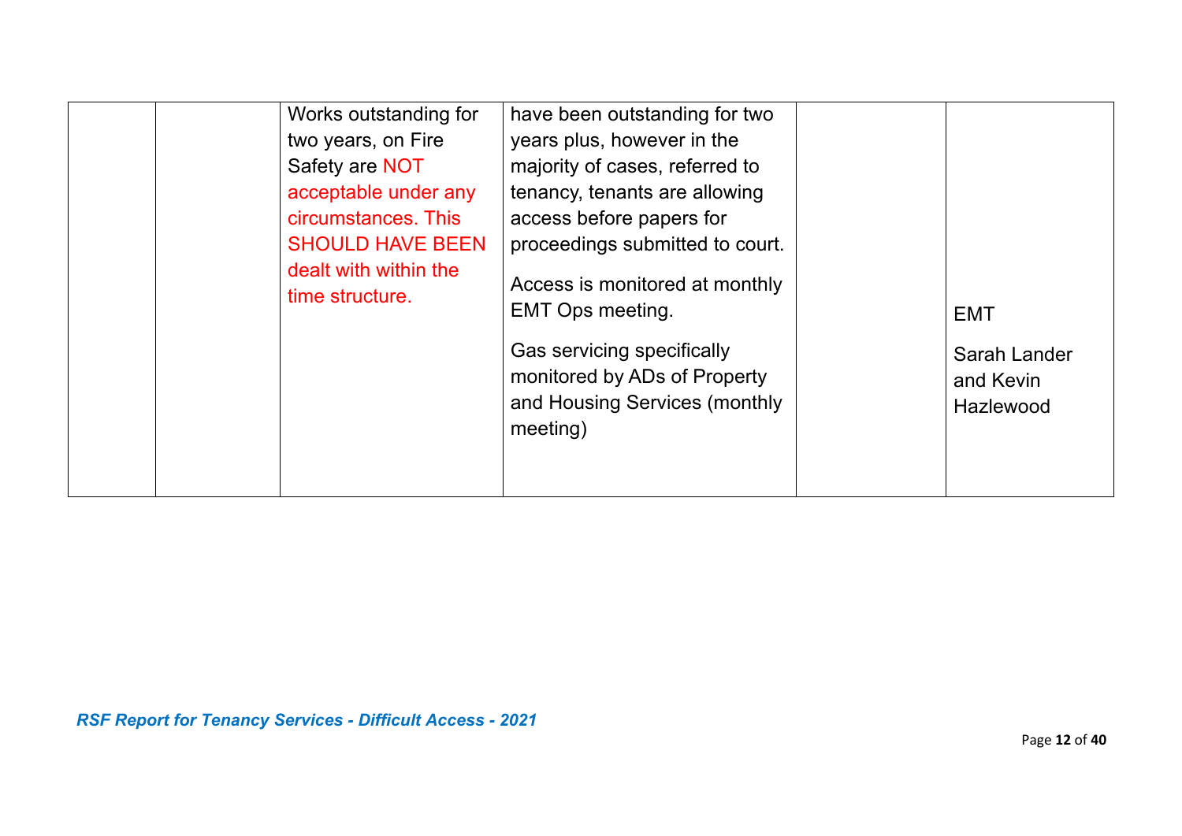|  |  |  |  |  |  |
|---|---|---|---|---|---|
|  |  | Works outstanding for two years, on Fire Safety are NOT acceptable under any circumstances. This SHOULD HAVE BEEN dealt with within the time structure. | have been outstanding for two years plus, however in the majority of cases, referred to tenancy, tenants are allowing access before papers for proceedings submitted to court.<br><br>Access is monitored at monthly EMT Ops meeting.<br><br>Gas servicing specifically monitored by ADs of Property and Housing Services (monthly meeting) |  | EMT<br><br>Sarah Lander and Kevin Hazlewood |

*RSF Report for Tenancy Services - Difficult Access - 2021*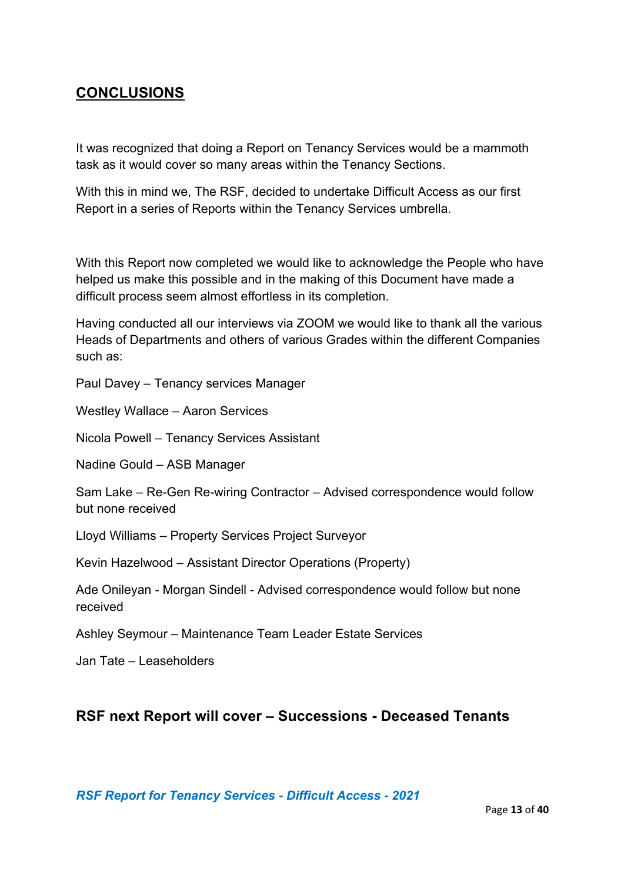## CONCLUSIONS

It was recognized that doing a Report on Tenancy Services would be a mammoth task as it would cover so many areas within the Tenancy Sections.

With this in mind we, The RSF, decided to undertake Difficult Access as our first Report in a series of Reports within the Tenancy Services umbrella.

With this Report now completed we would like to acknowledge the People who have helped us make this possible and in the making of this Document have made a difficult process seem almost effortless in its completion.

Having conducted all our interviews via ZOOM we would like to thank all the various Heads of Departments and others of various Grades within the different Companies such as:

Paul Davey – Tenancy services Manager

Westley Wallace – Aaron Services

Nicola Powell – Tenancy Services Assistant

Nadine Gould – ASB Manager

Sam Lake – Re-Gen Re-wiring Contractor – Advised correspondence would follow but none received

Lloyd Williams – Property Services Project Surveyor

Kevin Hazelwood – Assistant Director Operations (Property)

Ade Onileyan - Morgan Sindell - Advised correspondence would follow but none received

Ashley Seymour – Maintenance Team Leader Estate Services

Jan Tate – Leaseholders

### RSF next Report will cover – Successions - Deceased Tenants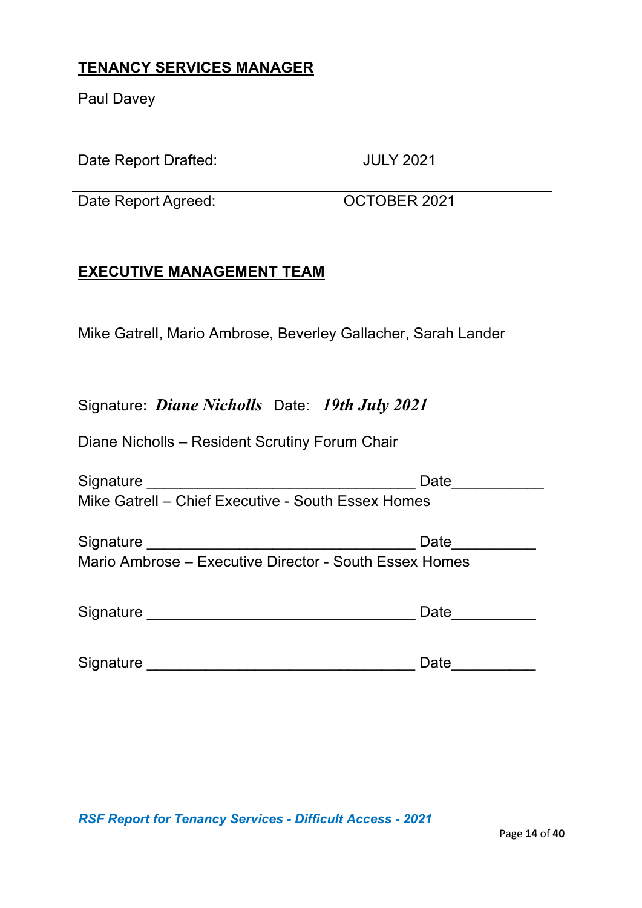**TENANCY SERVICES MANAGER**

Paul Davey

| Date Report Drafted: | JULY 2021 |
|---|---|
| Date Report Agreed: | OCTOBER 2021 |

**EXECUTIVE MANAGEMENT TEAM**

Mike Gatrell, Mario Ambrose, Beverley Gallacher, Sarah Lander

Signature: ***Diane Nicholls*** Date: ***19th July 2021***

Diane Nicholls – Resident Scrutiny Forum Chair

Signature _________________________________ Date___________
Mike Gatrell – Chief Executive - South Essex Homes

Signature _________________________________ Date__________
Mario Ambrose – Executive Director - South Essex Homes

Signature _________________________________ Date__________

Signature _________________________________ Date__________

*RSF Report for Tenancy Services - Difficult Access - 2021*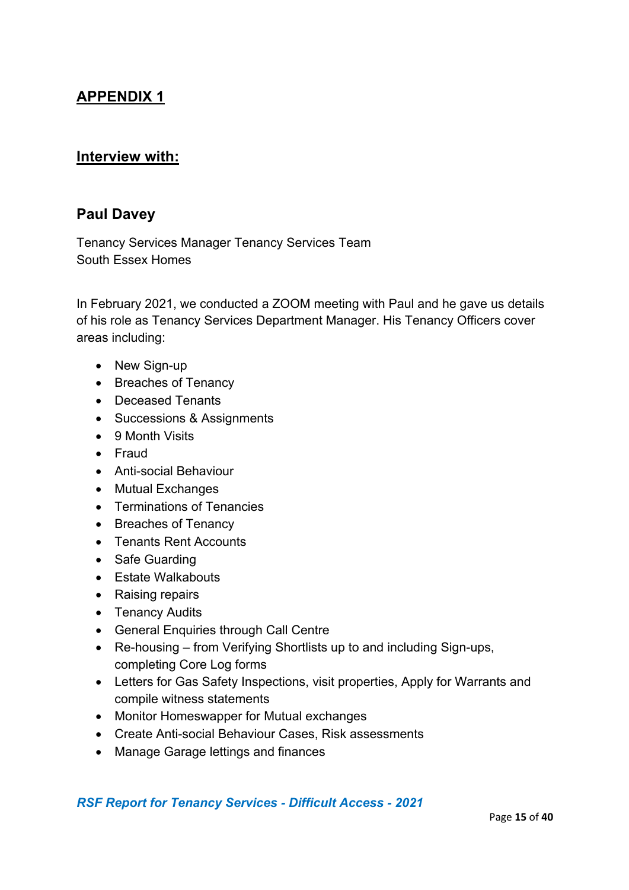## APPENDIX 1

## Interview with:

### Paul Davey

Tenancy Services Manager Tenancy Services Team
South Essex Homes

In February 2021, we conducted a ZOOM meeting with Paul and he gave us details of his role as Tenancy Services Department Manager. His Tenancy Officers cover areas including:

- New Sign-up
- Breaches of Tenancy
- Deceased Tenants
- Successions & Assignments
- 9 Month Visits
- Fraud
- Anti-social Behaviour
- Mutual Exchanges
- Terminations of Tenancies
- Breaches of Tenancy
- Tenants Rent Accounts
- Safe Guarding
- Estate Walkabouts
- Raising repairs
- Tenancy Audits
- General Enquiries through Call Centre
- Re-housing – from Verifying Shortlists up to and including Sign-ups, completing Core Log forms
- Letters for Gas Safety Inspections, visit properties, Apply for Warrants and compile witness statements
- Monitor Homeswapper for Mutual exchanges
- Create Anti-social Behaviour Cases, Risk assessments
- Manage Garage lettings and finances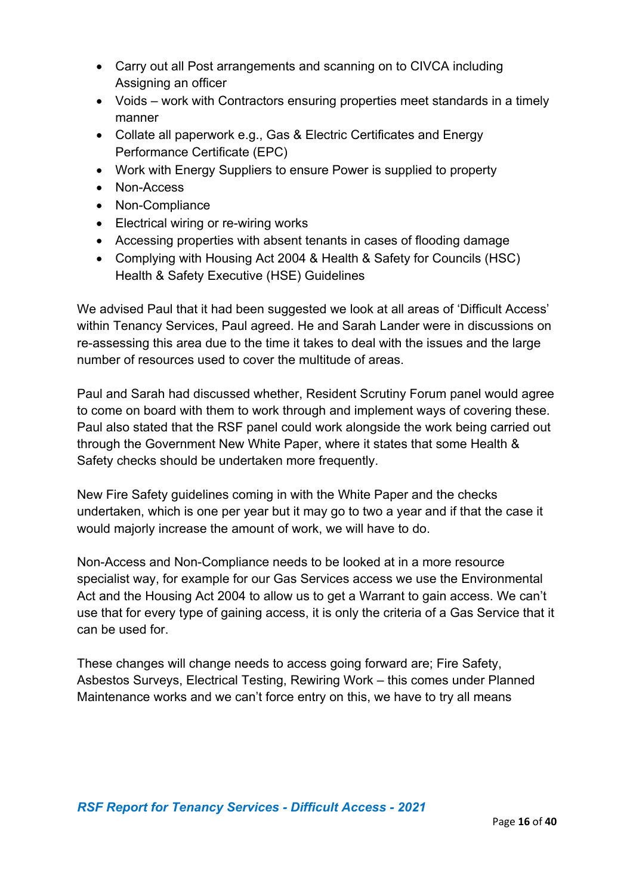- Carry out all Post arrangements and scanning on to CIVCA including Assigning an officer
- Voids – work with Contractors ensuring properties meet standards in a timely manner
- Collate all paperwork e.g., Gas & Electric Certificates and Energy Performance Certificate (EPC)
- Work with Energy Suppliers to ensure Power is supplied to property
- Non-Access
- Non-Compliance
- Electrical wiring or re-wiring works
- Accessing properties with absent tenants in cases of flooding damage
- Complying with Housing Act 2004 & Health & Safety for Councils (HSC) Health & Safety Executive (HSE) Guidelines

We advised Paul that it had been suggested we look at all areas of 'Difficult Access' within Tenancy Services, Paul agreed. He and Sarah Lander were in discussions on re-assessing this area due to the time it takes to deal with the issues and the large number of resources used to cover the multitude of areas.

Paul and Sarah had discussed whether, Resident Scrutiny Forum panel would agree to come on board with them to work through and implement ways of covering these. Paul also stated that the RSF panel could work alongside the work being carried out through the Government New White Paper, where it states that some Health & Safety checks should be undertaken more frequently.

New Fire Safety guidelines coming in with the White Paper and the checks undertaken, which is one per year but it may go to two a year and if that the case it would majorly increase the amount of work, we will have to do.

Non-Access and Non-Compliance needs to be looked at in a more resource specialist way, for example for our Gas Services access we use the Environmental Act and the Housing Act 2004 to allow us to get a Warrant to gain access. We can't use that for every type of gaining access, it is only the criteria of a Gas Service that it can be used for.

These changes will change needs to access going forward are; Fire Safety, Asbestos Surveys, Electrical Testing, Rewiring Work – this comes under Planned Maintenance works and we can't force entry on this, we have to try all means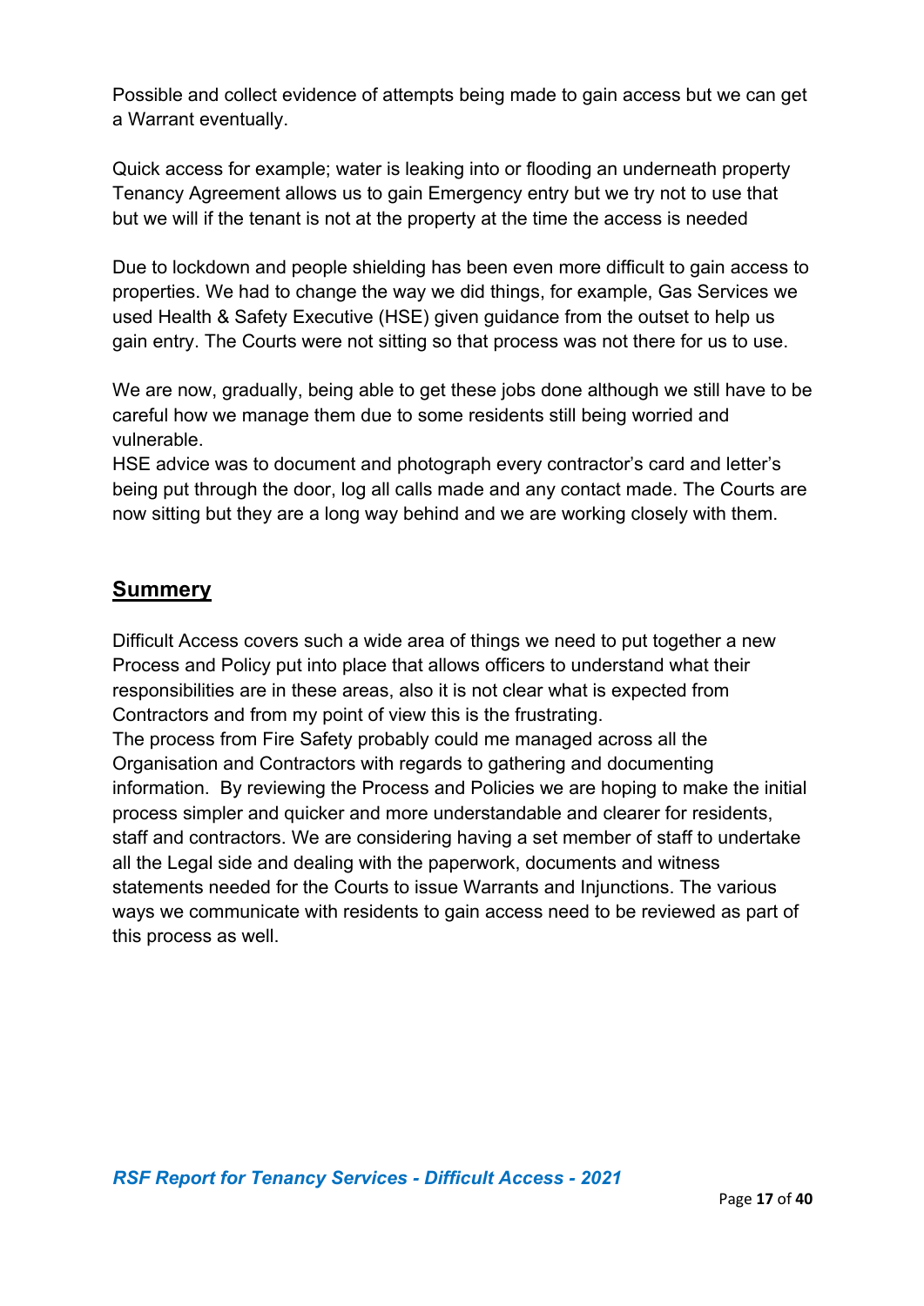Possible and collect evidence of attempts being made to gain access but we can get a Warrant eventually.

Quick access for example; water is leaking into or flooding an underneath property Tenancy Agreement allows us to gain Emergency entry but we try not to use that but we will if the tenant is not at the property at the time the access is needed

Due to lockdown and people shielding has been even more difficult to gain access to properties. We had to change the way we did things, for example, Gas Services we used Health & Safety Executive (HSE) given guidance from the outset to help us gain entry. The Courts were not sitting so that process was not there for us to use.

We are now, gradually, being able to get these jobs done although we still have to be careful how we manage them due to some residents still being worried and vulnerable.
HSE advice was to document and photograph every contractor's card and letter's being put through the door, log all calls made and any contact made. The Courts are now sitting but they are a long way behind and we are working closely with them.

## **Summery**

Difficult Access covers such a wide area of things we need to put together a new Process and Policy put into place that allows officers to understand what their responsibilities are in these areas, also it is not clear what is expected from Contractors and from my point of view this is the frustrating.
The process from Fire Safety probably could me managed across all the Organisation and Contractors with regards to gathering and documenting information. By reviewing the Process and Policies we are hoping to make the initial process simpler and quicker and more understandable and clearer for residents, staff and contractors. We are considering having a set member of staff to undertake all the Legal side and dealing with the paperwork, documents and witness statements needed for the Courts to issue Warrants and Injunctions. The various ways we communicate with residents to gain access need to be reviewed as part of this process as well.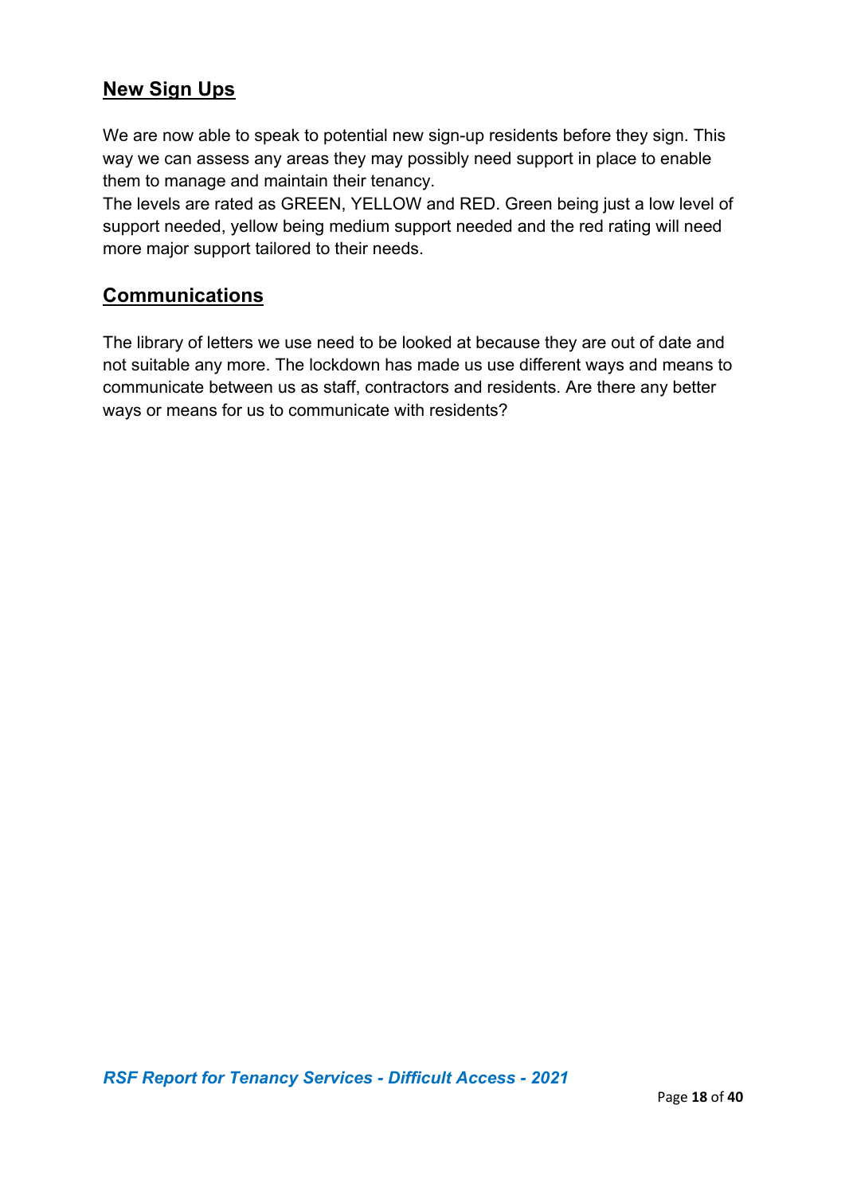## New Sign Ups

We are now able to speak to potential new sign-up residents before they sign. This way we can assess any areas they may possibly need support in place to enable them to manage and maintain their tenancy.
The levels are rated as GREEN, YELLOW and RED. Green being just a low level of support needed, yellow being medium support needed and the red rating will need more major support tailored to their needs.

## Communications

The library of letters we use need to be looked at because they are out of date and not suitable any more. The lockdown has made us use different ways and means to communicate between us as staff, contractors and residents. Are there any better ways or means for us to communicate with residents?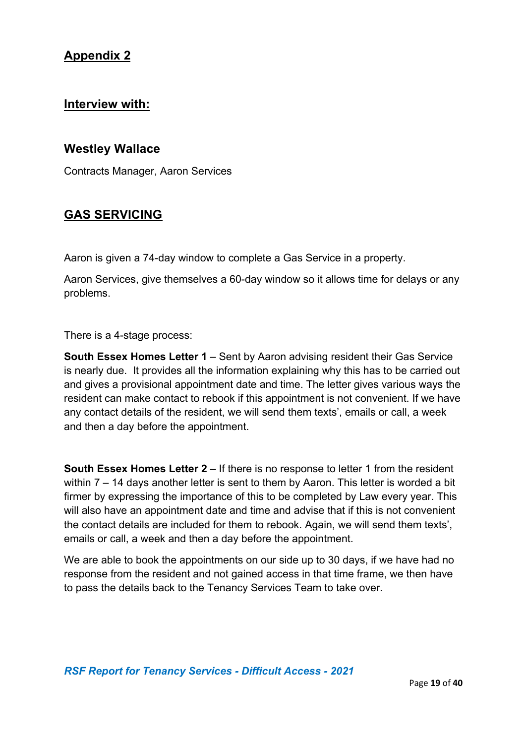## Appendix 2

## Interview with:

### Westley Wallace

Contracts Manager, Aaron Services

## GAS SERVICING

Aaron is given a 74-day window to complete a Gas Service in a property.

Aaron Services, give themselves a 60-day window so it allows time for delays or any problems.

There is a 4-stage process:

**South Essex Homes Letter 1** – Sent by Aaron advising resident their Gas Service is nearly due. It provides all the information explaining why this has to be carried out and gives a provisional appointment date and time. The letter gives various ways the resident can make contact to rebook if this appointment is not convenient. If we have any contact details of the resident, we will send them texts', emails or call, a week and then a day before the appointment.

**South Essex Homes Letter 2** – If there is no response to letter 1 from the resident within 7 – 14 days another letter is sent to them by Aaron. This letter is worded a bit firmer by expressing the importance of this to be completed by Law every year. This will also have an appointment date and time and advise that if this is not convenient the contact details are included for them to rebook. Again, we will send them texts', emails or call, a week and then a day before the appointment.

We are able to book the appointments on our side up to 30 days, if we have had no response from the resident and not gained access in that time frame, we then have to pass the details back to the Tenancy Services Team to take over.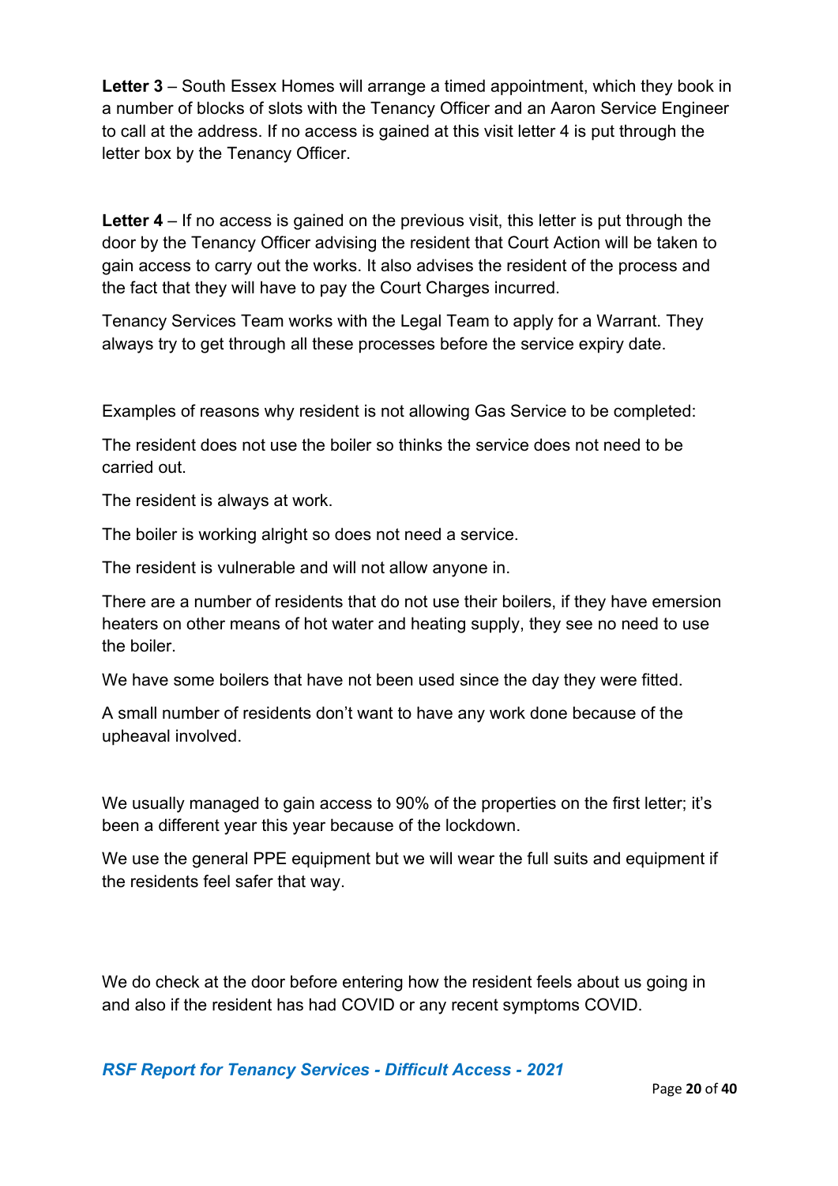**Letter 3** – South Essex Homes will arrange a timed appointment, which they book in a number of blocks of slots with the Tenancy Officer and an Aaron Service Engineer to call at the address. If no access is gained at this visit letter 4 is put through the letter box by the Tenancy Officer.

**Letter 4** – If no access is gained on the previous visit, this letter is put through the door by the Tenancy Officer advising the resident that Court Action will be taken to gain access to carry out the works. It also advises the resident of the process and the fact that they will have to pay the Court Charges incurred.

Tenancy Services Team works with the Legal Team to apply for a Warrant. They always try to get through all these processes before the service expiry date.

Examples of reasons why resident is not allowing Gas Service to be completed:

The resident does not use the boiler so thinks the service does not need to be carried out.

The resident is always at work.

The boiler is working alright so does not need a service.

The resident is vulnerable and will not allow anyone in.

There are a number of residents that do not use their boilers, if they have emersion heaters on other means of hot water and heating supply, they see no need to use the boiler.

We have some boilers that have not been used since the day they were fitted.

A small number of residents don't want to have any work done because of the upheaval involved.

We usually managed to gain access to 90% of the properties on the first letter; it's been a different year this year because of the lockdown.

We use the general PPE equipment but we will wear the full suits and equipment if the residents feel safer that way.

We do check at the door before entering how the resident feels about us going in and also if the resident has had COVID or any recent symptoms COVID.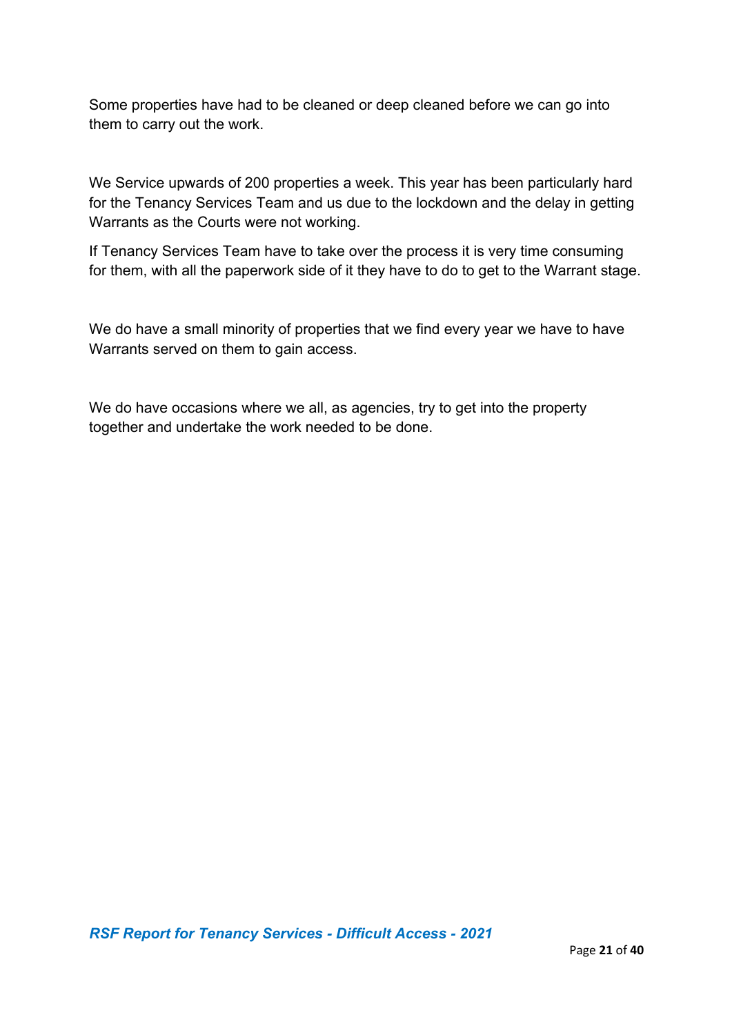Some properties have had to be cleaned or deep cleaned before we can go into them to carry out the work.

We Service upwards of 200 properties a week. This year has been particularly hard for the Tenancy Services Team and us due to the lockdown and the delay in getting Warrants as the Courts were not working.

If Tenancy Services Team have to take over the process it is very time consuming for them, with all the paperwork side of it they have to do to get to the Warrant stage.

We do have a small minority of properties that we find every year we have to have Warrants served on them to gain access.

We do have occasions where we all, as agencies, try to get into the property together and undertake the work needed to be done.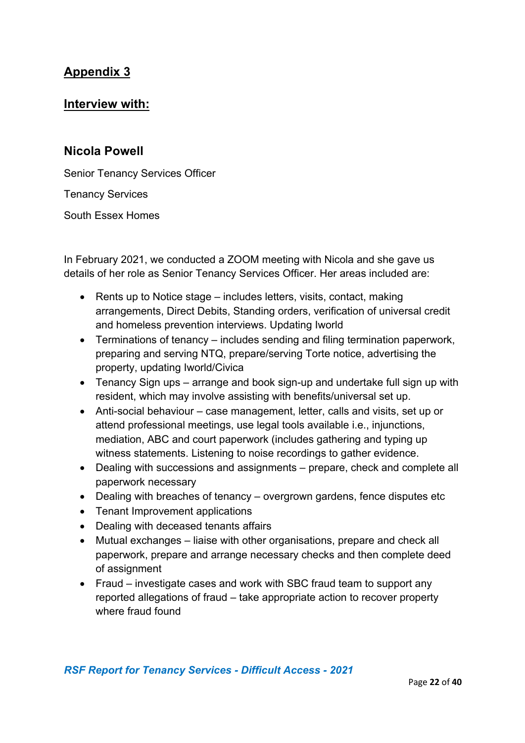## Appendix 3

## Interview with:

### Nicola Powell

Senior Tenancy Services Officer

Tenancy Services

South Essex Homes

In February 2021, we conducted a ZOOM meeting with Nicola and she gave us details of her role as Senior Tenancy Services Officer. Her areas included are:

- Rents up to Notice stage – includes letters, visits, contact, making arrangements, Direct Debits, Standing orders, verification of universal credit and homeless prevention interviews. Updating Iworld
- Terminations of tenancy – includes sending and filing termination paperwork, preparing and serving NTQ, prepare/serving Torte notice, advertising the property, updating Iworld/Civica
- Tenancy Sign ups – arrange and book sign-up and undertake full sign up with resident, which may involve assisting with benefits/universal set up.
- Anti-social behaviour – case management, letter, calls and visits, set up or attend professional meetings, use legal tools available i.e., injunctions, mediation, ABC and court paperwork (includes gathering and typing up witness statements. Listening to noise recordings to gather evidence.
- Dealing with successions and assignments – prepare, check and complete all paperwork necessary
- Dealing with breaches of tenancy – overgrown gardens, fence disputes etc
- Tenant Improvement applications
- Dealing with deceased tenants affairs
- Mutual exchanges – liaise with other organisations, prepare and check all paperwork, prepare and arrange necessary checks and then complete deed of assignment
- Fraud – investigate cases and work with SBC fraud team to support any reported allegations of fraud – take appropriate action to recover property where fraud found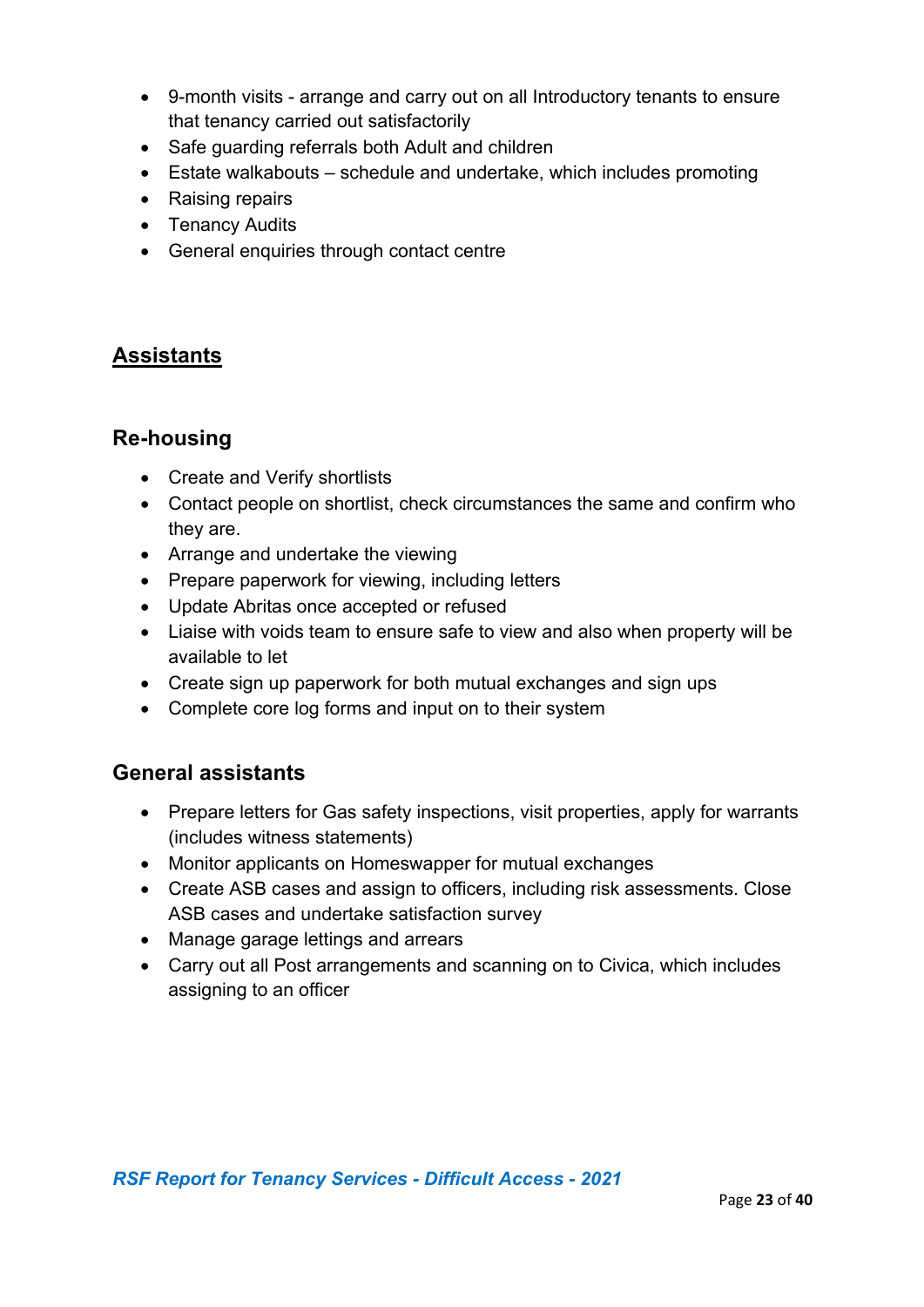- 9-month visits - arrange and carry out on all Introductory tenants to ensure that tenancy carried out satisfactorily
- Safe guarding referrals both Adult and children
- Estate walkabouts – schedule and undertake, which includes promoting
- Raising repairs
- Tenancy Audits
- General enquiries through contact centre

## <u>Assistants</u>

### Re-housing

- Create and Verify shortlists
- Contact people on shortlist, check circumstances the same and confirm who they are.
- Arrange and undertake the viewing
- Prepare paperwork for viewing, including letters
- Update Abritas once accepted or refused
- Liaise with voids team to ensure safe to view and also when property will be available to let
- Create sign up paperwork for both mutual exchanges and sign ups
- Complete core log forms and input on to their system

### General assistants

- Prepare letters for Gas safety inspections, visit properties, apply for warrants (includes witness statements)
- Monitor applicants on Homeswapper for mutual exchanges
- Create ASB cases and assign to officers, including risk assessments. Close ASB cases and undertake satisfaction survey
- Manage garage lettings and arrears
- Carry out all Post arrangements and scanning on to Civica, which includes assigning to an officer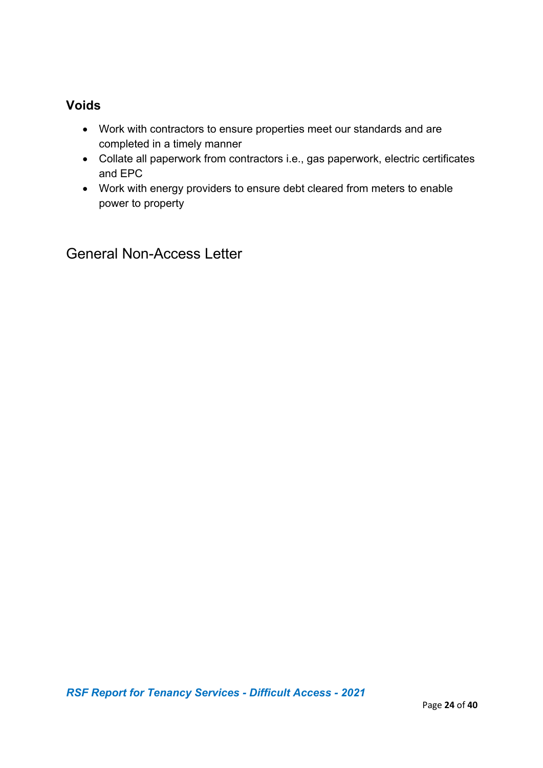### Voids

- Work with contractors to ensure properties meet our standards and are completed in a timely manner
- Collate all paperwork from contractors i.e., gas paperwork, electric certificates and EPC
- Work with energy providers to ensure debt cleared from meters to enable power to property

## General Non-Access Letter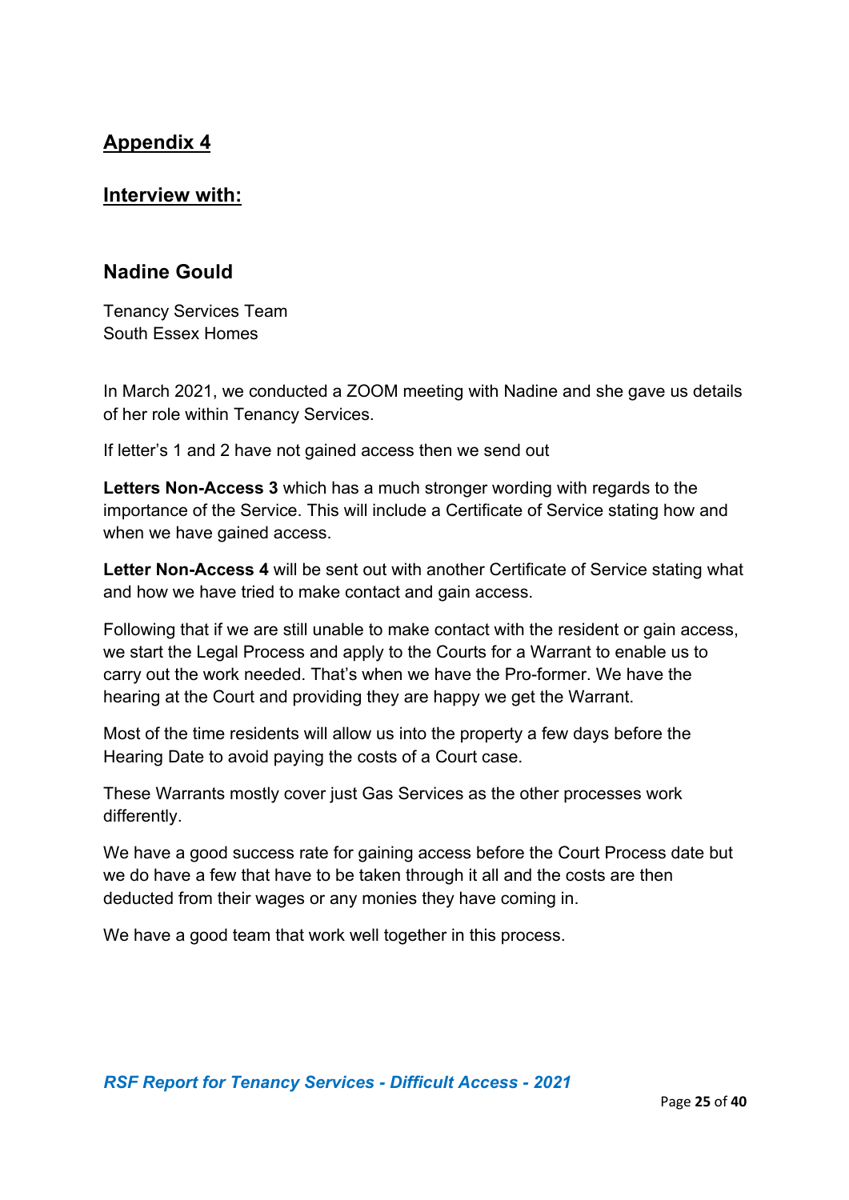## Appendix 4

## Interview with:

### Nadine Gould

Tenancy Services Team
South Essex Homes

In March 2021, we conducted a ZOOM meeting with Nadine and she gave us details of her role within Tenancy Services.

If letter's 1 and 2 have not gained access then we send out

**Letters Non-Access 3** which has a much stronger wording with regards to the importance of the Service. This will include a Certificate of Service stating how and when we have gained access.

**Letter Non-Access 4** will be sent out with another Certificate of Service stating what and how we have tried to make contact and gain access.

Following that if we are still unable to make contact with the resident or gain access, we start the Legal Process and apply to the Courts for a Warrant to enable us to carry out the work needed. That's when we have the Pro-former. We have the hearing at the Court and providing they are happy we get the Warrant.

Most of the time residents will allow us into the property a few days before the Hearing Date to avoid paying the costs of a Court case.

These Warrants mostly cover just Gas Services as the other processes work differently.

We have a good success rate for gaining access before the Court Process date but we do have a few that have to be taken through it all and the costs are then deducted from their wages or any monies they have coming in.

We have a good team that work well together in this process.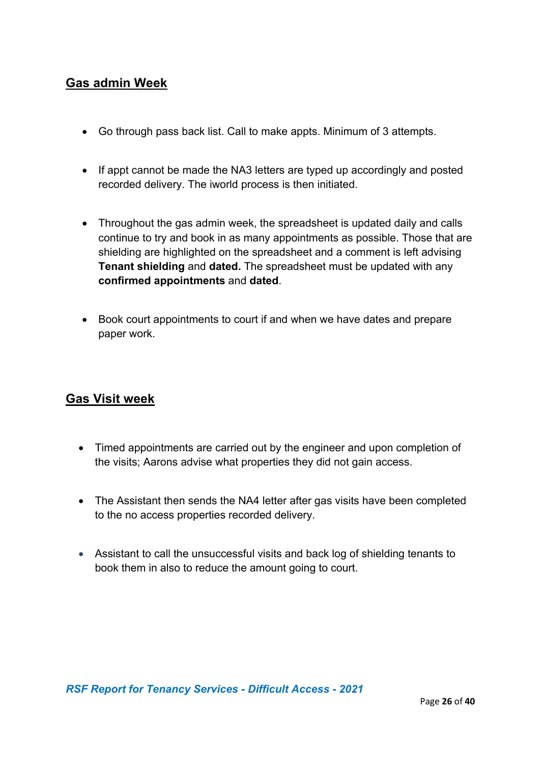## Gas admin Week

- Go through pass back list. Call to make appts. Minimum of 3 attempts.

- If appt cannot be made the NA3 letters are typed up accordingly and posted recorded delivery. The iworld process is then initiated.

- Throughout the gas admin week, the spreadsheet is updated daily and calls continue to try and book in as many appointments as possible. Those that are shielding are highlighted on the spreadsheet and a comment is left advising **Tenant shielding** and **dated.** The spreadsheet must be updated with any **confirmed appointments** and **dated**.

- Book court appointments to court if and when we have dates and prepare paper work.

## Gas Visit week

- Timed appointments are carried out by the engineer and upon completion of the visits; Aarons advise what properties they did not gain access.

- The Assistant then sends the NA4 letter after gas visits have been completed to the no access properties recorded delivery.

- Assistant to call the unsuccessful visits and back log of shielding tenants to book them in also to reduce the amount going to court.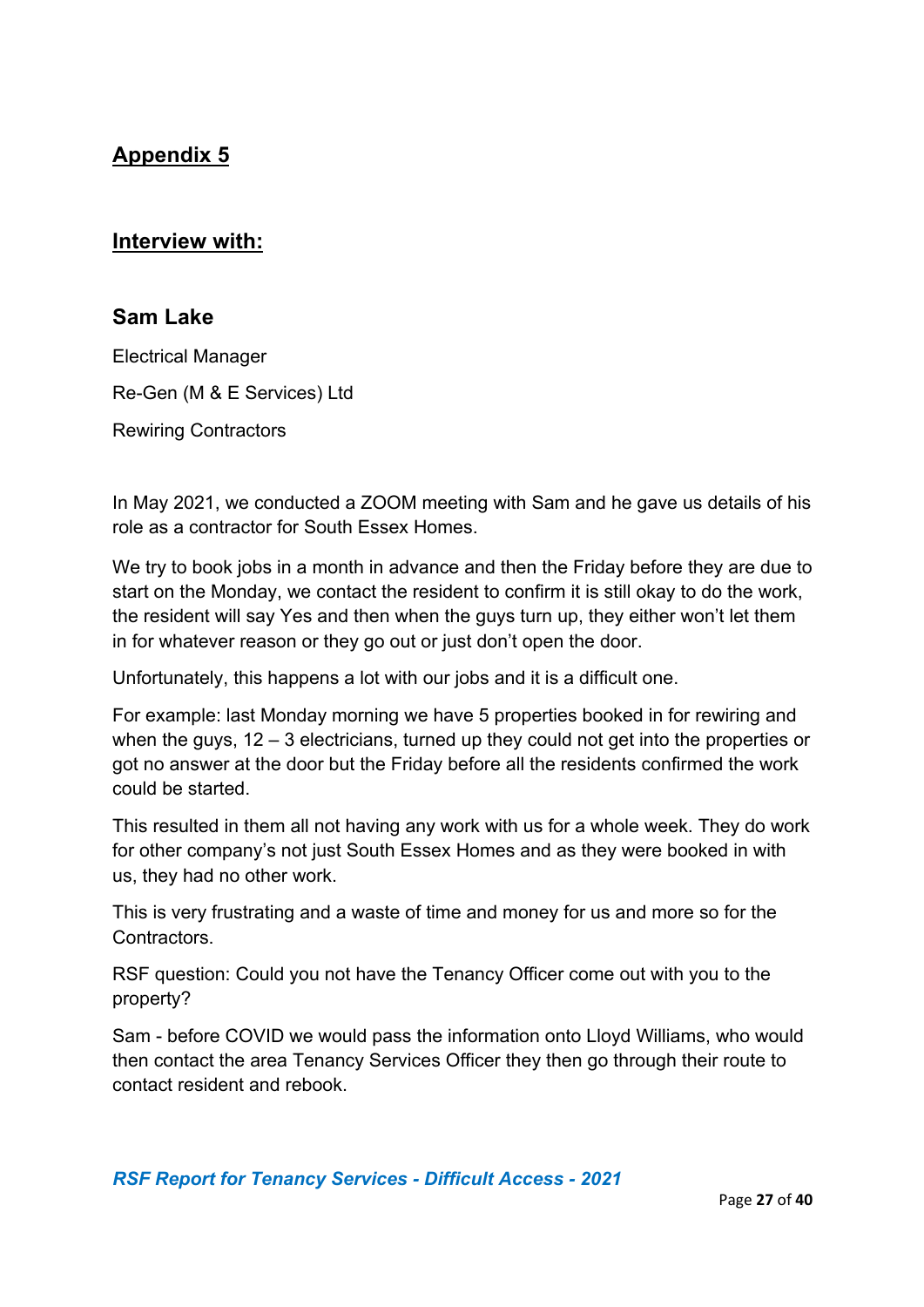## Appendix 5

## Interview with:

### Sam Lake

Electrical Manager

Re-Gen (M & E Services) Ltd

Rewiring Contractors

In May 2021, we conducted a ZOOM meeting with Sam and he gave us details of his role as a contractor for South Essex Homes.

We try to book jobs in a month in advance and then the Friday before they are due to start on the Monday, we contact the resident to confirm it is still okay to do the work, the resident will say Yes and then when the guys turn up, they either won't let them in for whatever reason or they go out or just don't open the door.

Unfortunately, this happens a lot with our jobs and it is a difficult one.

For example: last Monday morning we have 5 properties booked in for rewiring and when the guys, 12 – 3 electricians, turned up they could not get into the properties or got no answer at the door but the Friday before all the residents confirmed the work could be started.

This resulted in them all not having any work with us for a whole week. They do work for other company's not just South Essex Homes and as they were booked in with us, they had no other work.

This is very frustrating and a waste of time and money for us and more so for the Contractors.

RSF question: Could you not have the Tenancy Officer come out with you to the property?

Sam - before COVID we would pass the information onto Lloyd Williams, who would then contact the area Tenancy Services Officer they then go through their route to contact resident and rebook.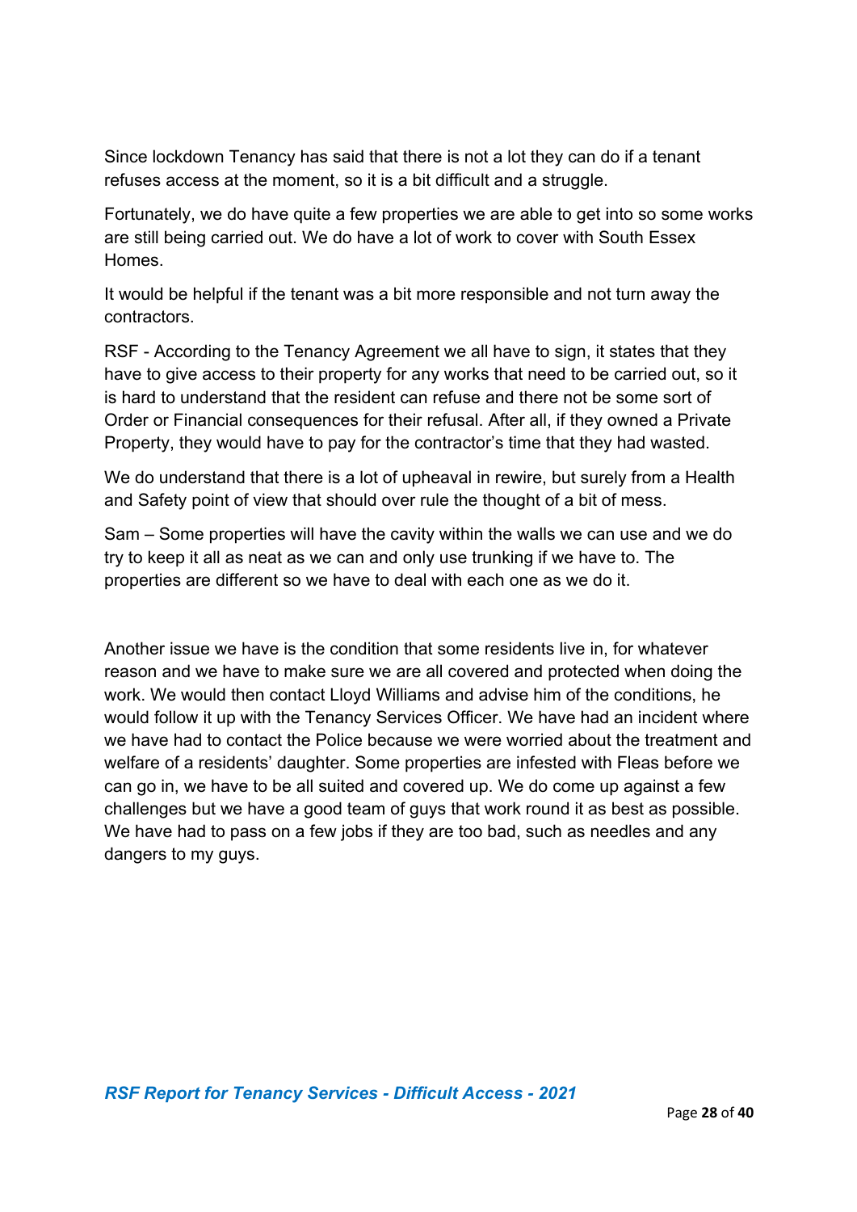Since lockdown Tenancy has said that there is not a lot they can do if a tenant refuses access at the moment, so it is a bit difficult and a struggle.

Fortunately, we do have quite a few properties we are able to get into so some works are still being carried out. We do have a lot of work to cover with South Essex Homes.

It would be helpful if the tenant was a bit more responsible and not turn away the contractors.

RSF - According to the Tenancy Agreement we all have to sign, it states that they have to give access to their property for any works that need to be carried out, so it is hard to understand that the resident can refuse and there not be some sort of Order or Financial consequences for their refusal. After all, if they owned a Private Property, they would have to pay for the contractor's time that they had wasted.

We do understand that there is a lot of upheaval in rewire, but surely from a Health and Safety point of view that should over rule the thought of a bit of mess.

Sam – Some properties will have the cavity within the walls we can use and we do try to keep it all as neat as we can and only use trunking if we have to. The properties are different so we have to deal with each one as we do it.

Another issue we have is the condition that some residents live in, for whatever reason and we have to make sure we are all covered and protected when doing the work. We would then contact Lloyd Williams and advise him of the conditions, he would follow it up with the Tenancy Services Officer. We have had an incident where we have had to contact the Police because we were worried about the treatment and welfare of a residents' daughter. Some properties are infested with Fleas before we can go in, we have to be all suited and covered up. We do come up against a few challenges but we have a good team of guys that work round it as best as possible. We have had to pass on a few jobs if they are too bad, such as needles and any dangers to my guys.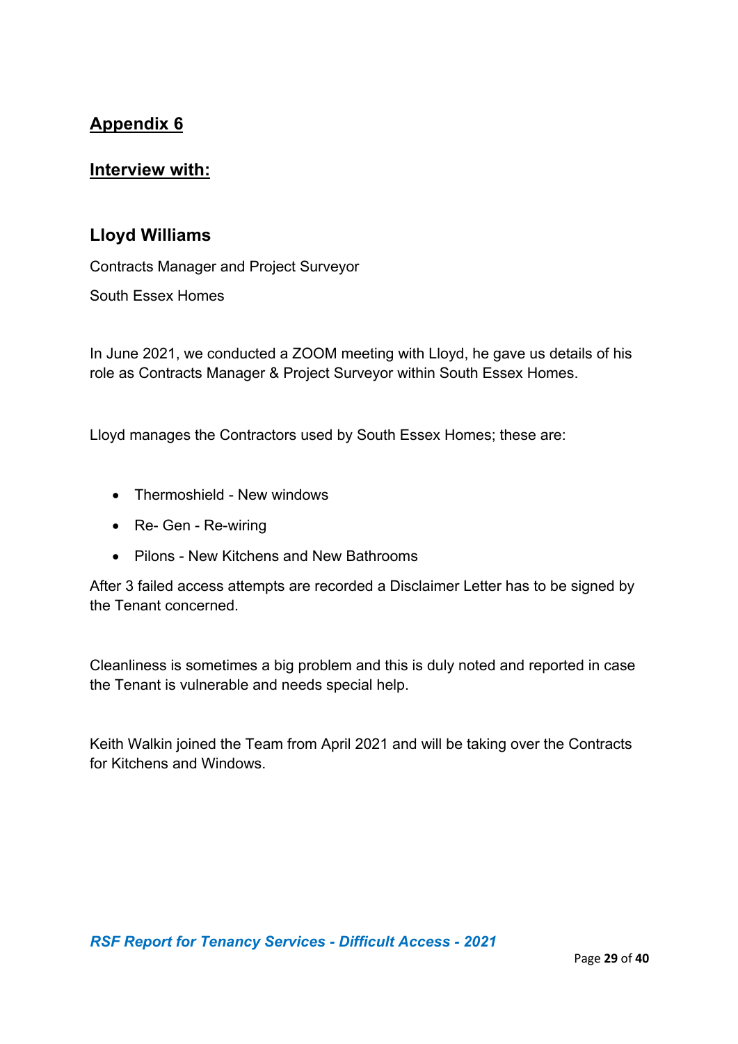## Appendix 6

## Interview with:

### Lloyd Williams

Contracts Manager and Project Surveyor

South Essex Homes

In June 2021, we conducted a ZOOM meeting with Lloyd, he gave us details of his role as Contracts Manager & Project Surveyor within South Essex Homes.

Lloyd manages the Contractors used by South Essex Homes; these are:

- Thermoshield - New windows
- Re- Gen - Re-wiring
- Pilons - New Kitchens and New Bathrooms

After 3 failed access attempts are recorded a Disclaimer Letter has to be signed by the Tenant concerned.

Cleanliness is sometimes a big problem and this is duly noted and reported in case the Tenant is vulnerable and needs special help.

Keith Walkin joined the Team from April 2021 and will be taking over the Contracts for Kitchens and Windows.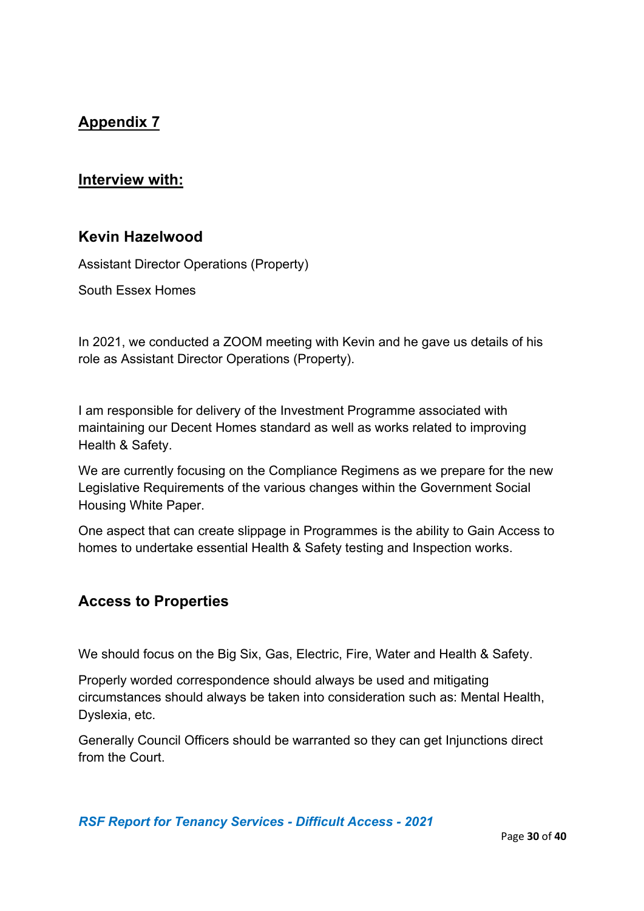## Appendix 7

## Interview with:

### Kevin Hazelwood

Assistant Director Operations (Property)

South Essex Homes

In 2021, we conducted a ZOOM meeting with Kevin and he gave us details of his role as Assistant Director Operations (Property).

I am responsible for delivery of the Investment Programme associated with maintaining our Decent Homes standard as well as works related to improving Health & Safety.

We are currently focusing on the Compliance Regimens as we prepare for the new Legislative Requirements of the various changes within the Government Social Housing White Paper.

One aspect that can create slippage in Programmes is the ability to Gain Access to homes to undertake essential Health & Safety testing and Inspection works.

### Access to Properties

We should focus on the Big Six, Gas, Electric, Fire, Water and Health & Safety.

Properly worded correspondence should always be used and mitigating circumstances should always be taken into consideration such as: Mental Health, Dyslexia, etc.

Generally Council Officers should be warranted so they can get Injunctions direct from the Court.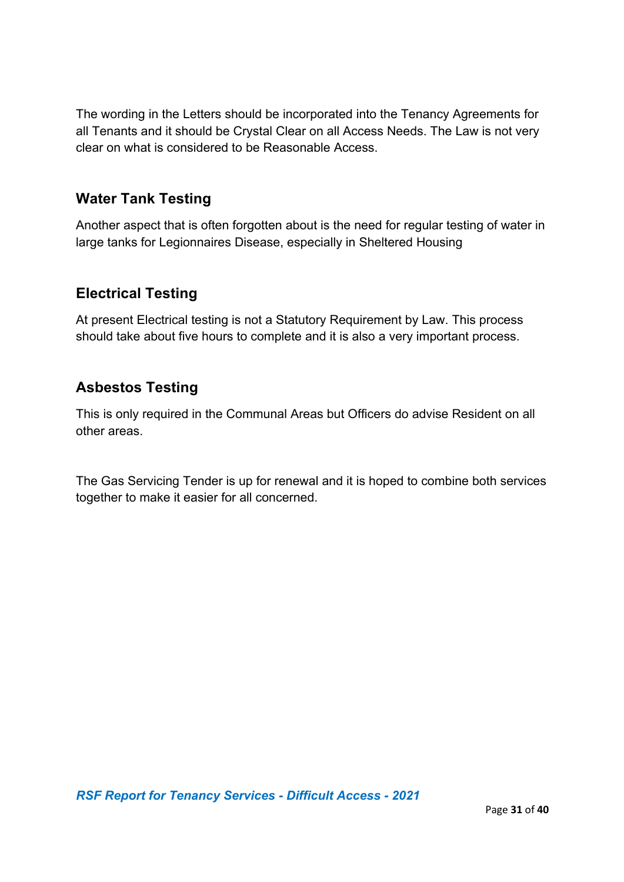The wording in the Letters should be incorporated into the Tenancy Agreements for all Tenants and it should be Crystal Clear on all Access Needs. The Law is not very clear on what is considered to be Reasonable Access.

## Water Tank Testing

Another aspect that is often forgotten about is the need for regular testing of water in large tanks for Legionnaires Disease, especially in Sheltered Housing

## Electrical Testing

At present Electrical testing is not a Statutory Requirement by Law. This process should take about five hours to complete and it is also a very important process.

## Asbestos Testing

This is only required in the Communal Areas but Officers do advise Resident on all other areas.

The Gas Servicing Tender is up for renewal and it is hoped to combine both services together to make it easier for all concerned.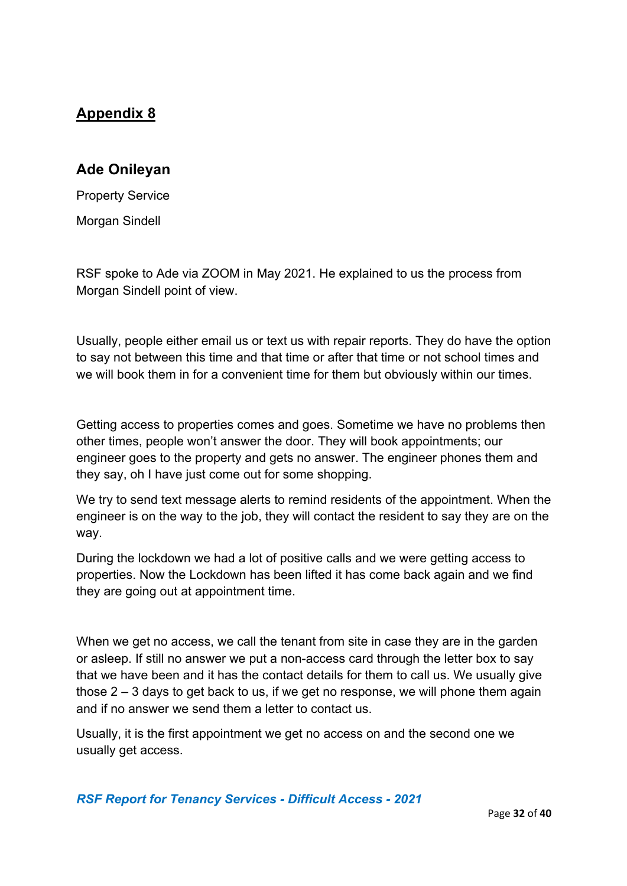## Appendix 8

### Ade Onileyan

Property Service

Morgan Sindell

RSF spoke to Ade via ZOOM in May 2021. He explained to us the process from Morgan Sindell point of view.

Usually, people either email us or text us with repair reports. They do have the option to say not between this time and that time or after that time or not school times and we will book them in for a convenient time for them but obviously within our times.

Getting access to properties comes and goes. Sometime we have no problems then other times, people won't answer the door. They will book appointments; our engineer goes to the property and gets no answer. The engineer phones them and they say, oh I have just come out for some shopping.

We try to send text message alerts to remind residents of the appointment. When the engineer is on the way to the job, they will contact the resident to say they are on the way.

During the lockdown we had a lot of positive calls and we were getting access to properties. Now the Lockdown has been lifted it has come back again and we find they are going out at appointment time.

When we get no access, we call the tenant from site in case they are in the garden or asleep. If still no answer we put a non-access card through the letter box to say that we have been and it has the contact details for them to call us. We usually give those 2 – 3 days to get back to us, if we get no response, we will phone them again and if no answer we send them a letter to contact us.

Usually, it is the first appointment we get no access on and the second one we usually get access.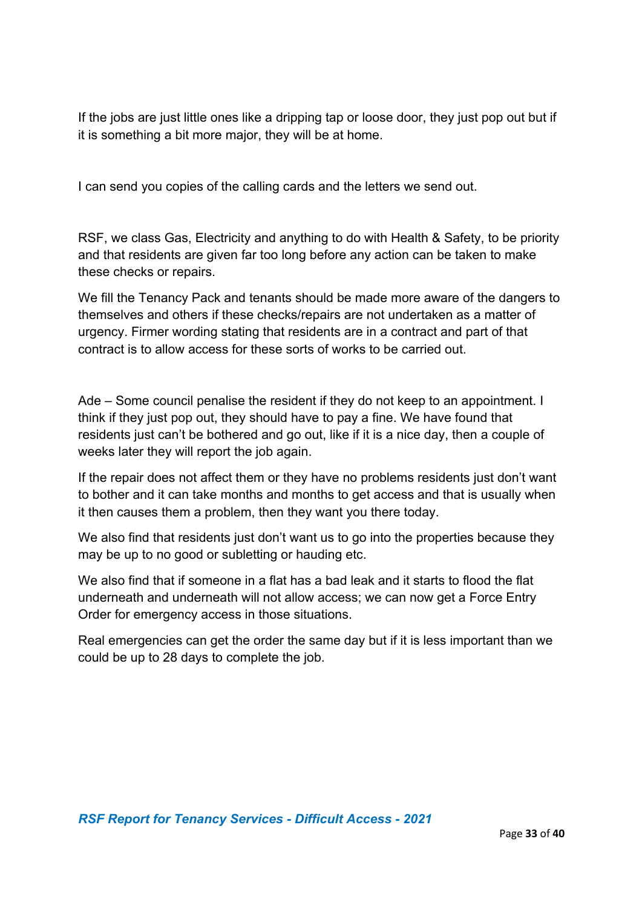If the jobs are just little ones like a dripping tap or loose door, they just pop out but if it is something a bit more major, they will be at home.

I can send you copies of the calling cards and the letters we send out.

RSF, we class Gas, Electricity and anything to do with Health & Safety, to be priority and that residents are given far too long before any action can be taken to make these checks or repairs.

We fill the Tenancy Pack and tenants should be made more aware of the dangers to themselves and others if these checks/repairs are not undertaken as a matter of urgency. Firmer wording stating that residents are in a contract and part of that contract is to allow access for these sorts of works to be carried out.

Ade – Some council penalise the resident if they do not keep to an appointment. I think if they just pop out, they should have to pay a fine. We have found that residents just can't be bothered and go out, like if it is a nice day, then a couple of weeks later they will report the job again.

If the repair does not affect them or they have no problems residents just don't want to bother and it can take months and months to get access and that is usually when it then causes them a problem, then they want you there today.

We also find that residents just don't want us to go into the properties because they may be up to no good or subletting or hauding etc.

We also find that if someone in a flat has a bad leak and it starts to flood the flat underneath and underneath will not allow access; we can now get a Force Entry Order for emergency access in those situations.

Real emergencies can get the order the same day but if it is less important than we could be up to 28 days to complete the job.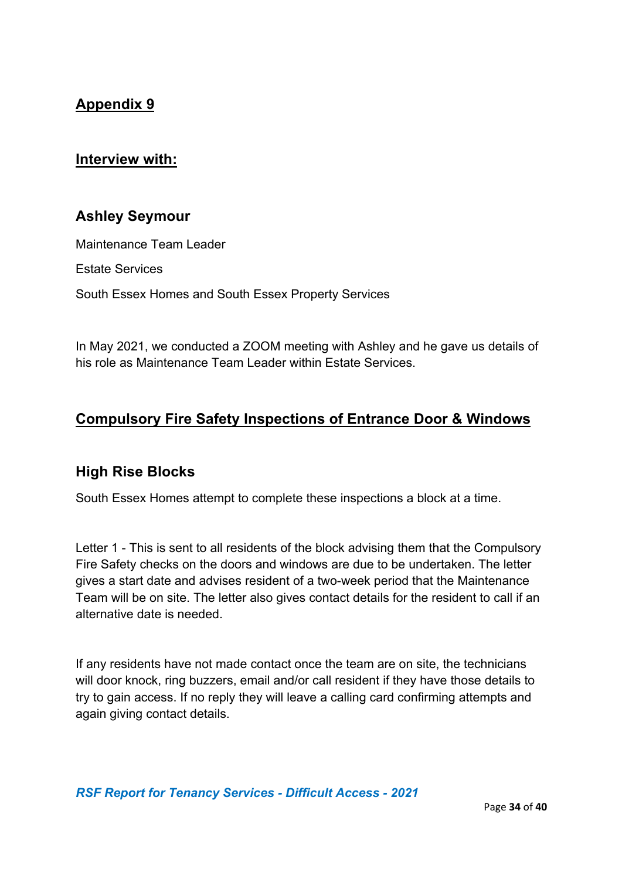## Appendix 9

## Interview with:

### Ashley Seymour

Maintenance Team Leader

Estate Services

South Essex Homes and South Essex Property Services

In May 2021, we conducted a ZOOM meeting with Ashley and he gave us details of his role as Maintenance Team Leader within Estate Services.

## Compulsory Fire Safety Inspections of Entrance Door & Windows

### High Rise Blocks

South Essex Homes attempt to complete these inspections a block at a time.

Letter 1 - This is sent to all residents of the block advising them that the Compulsory Fire Safety checks on the doors and windows are due to be undertaken. The letter gives a start date and advises resident of a two-week period that the Maintenance Team will be on site. The letter also gives contact details for the resident to call if an alternative date is needed.

If any residents have not made contact once the team are on site, the technicians will door knock, ring buzzers, email and/or call resident if they have those details to try to gain access. If no reply they will leave a calling card confirming attempts and again giving contact details.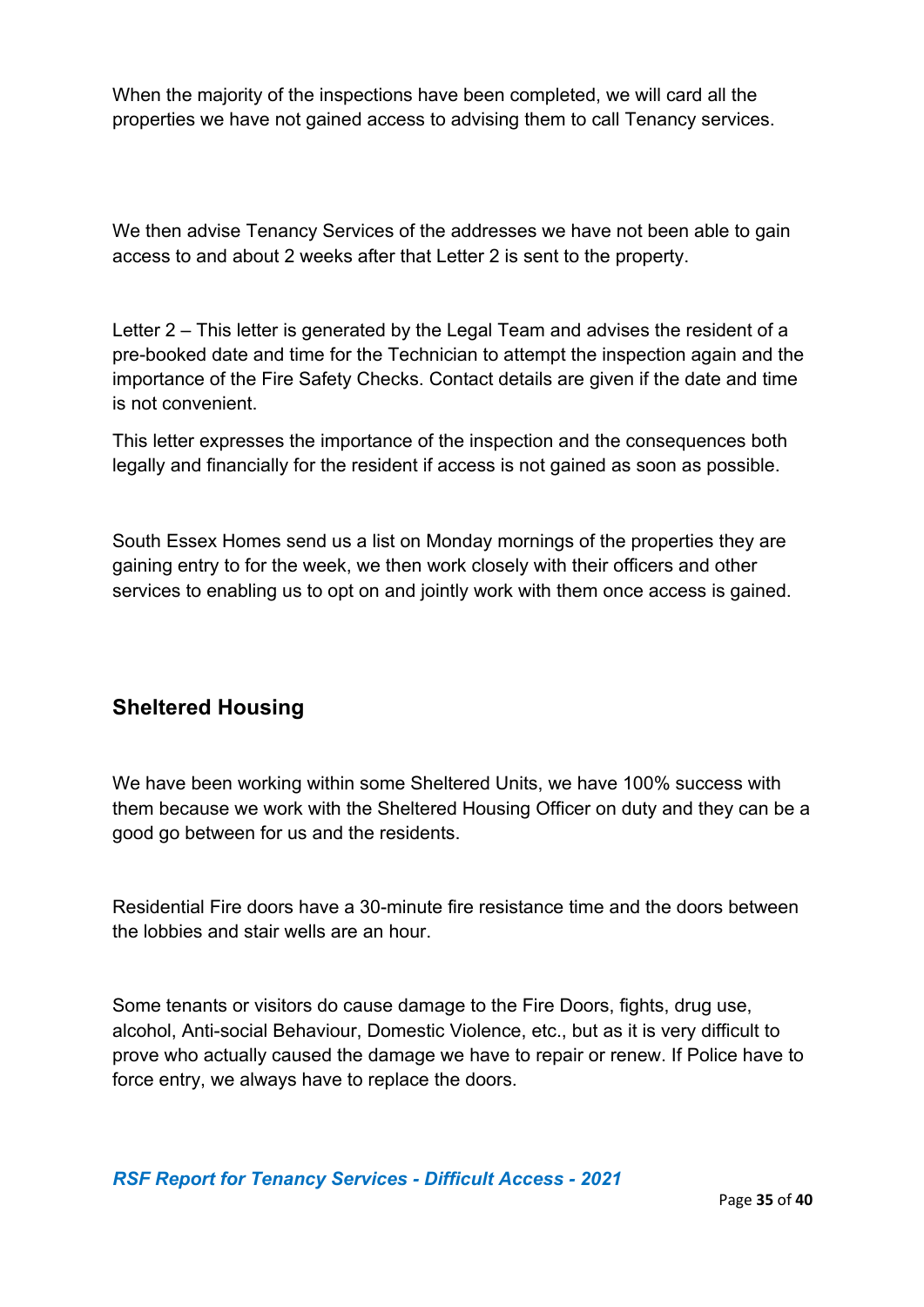When the majority of the inspections have been completed, we will card all the properties we have not gained access to advising them to call Tenancy services.

We then advise Tenancy Services of the addresses we have not been able to gain access to and about 2 weeks after that Letter 2 is sent to the property.

Letter 2 – This letter is generated by the Legal Team and advises the resident of a pre-booked date and time for the Technician to attempt the inspection again and the importance of the Fire Safety Checks. Contact details are given if the date and time is not convenient.

This letter expresses the importance of the inspection and the consequences both legally and financially for the resident if access is not gained as soon as possible.

South Essex Homes send us a list on Monday mornings of the properties they are gaining entry to for the week, we then work closely with their officers and other services to enabling us to opt on and jointly work with them once access is gained.

## Sheltered Housing

We have been working within some Sheltered Units, we have 100% success with them because we work with the Sheltered Housing Officer on duty and they can be a good go between for us and the residents.

Residential Fire doors have a 30-minute fire resistance time and the doors between the lobbies and stair wells are an hour.

Some tenants or visitors do cause damage to the Fire Doors, fights, drug use, alcohol, Anti-social Behaviour, Domestic Violence, etc., but as it is very difficult to prove who actually caused the damage we have to repair or renew. If Police have to force entry, we always have to replace the doors.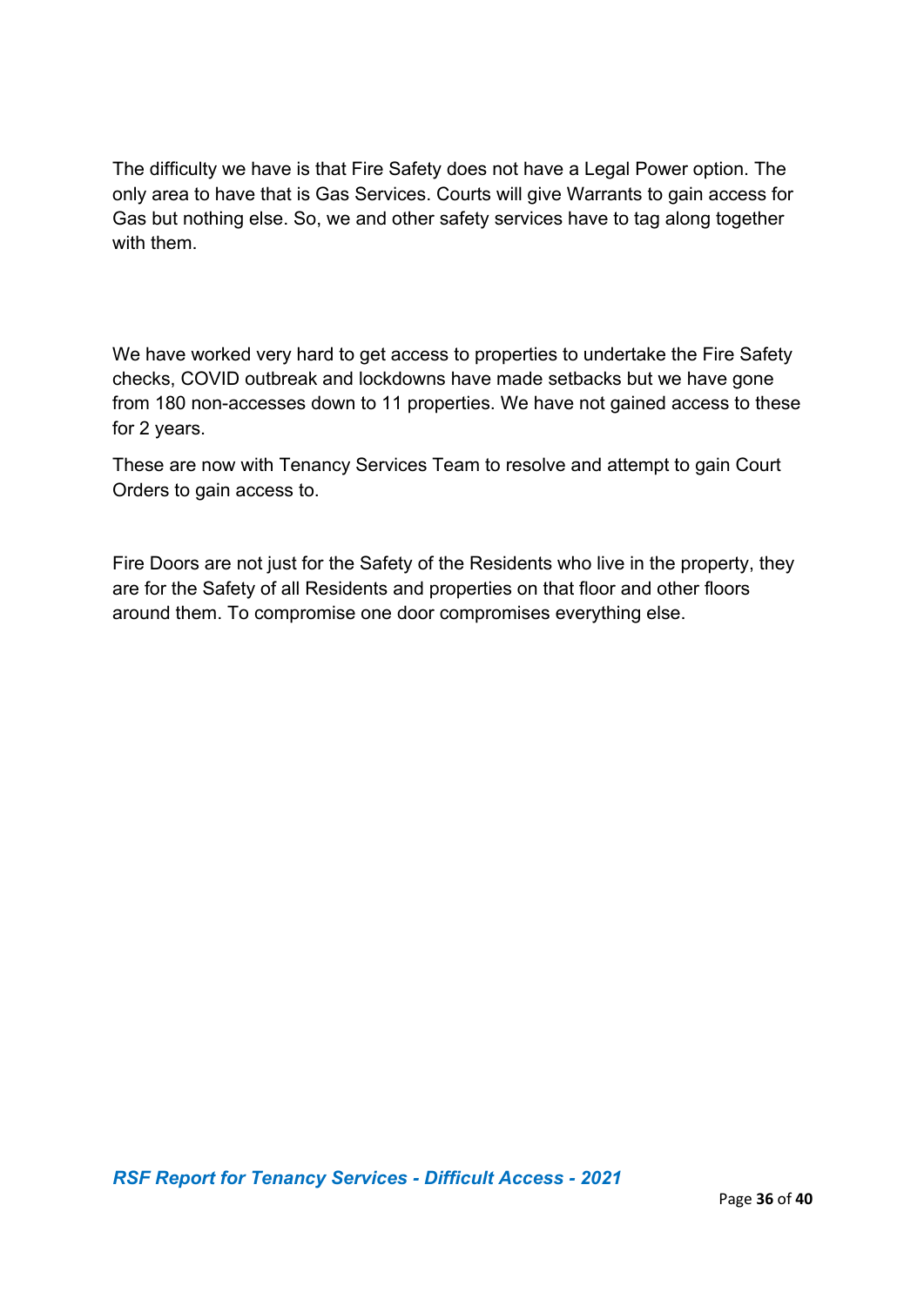The difficulty we have is that Fire Safety does not have a Legal Power option. The only area to have that is Gas Services. Courts will give Warrants to gain access for Gas but nothing else. So, we and other safety services have to tag along together with them.

We have worked very hard to get access to properties to undertake the Fire Safety checks, COVID outbreak and lockdowns have made setbacks but we have gone from 180 non-accesses down to 11 properties. We have not gained access to these for 2 years.

These are now with Tenancy Services Team to resolve and attempt to gain Court Orders to gain access to.

Fire Doors are not just for the Safety of the Residents who live in the property, they are for the Safety of all Residents and properties on that floor and other floors around them. To compromise one door compromises everything else.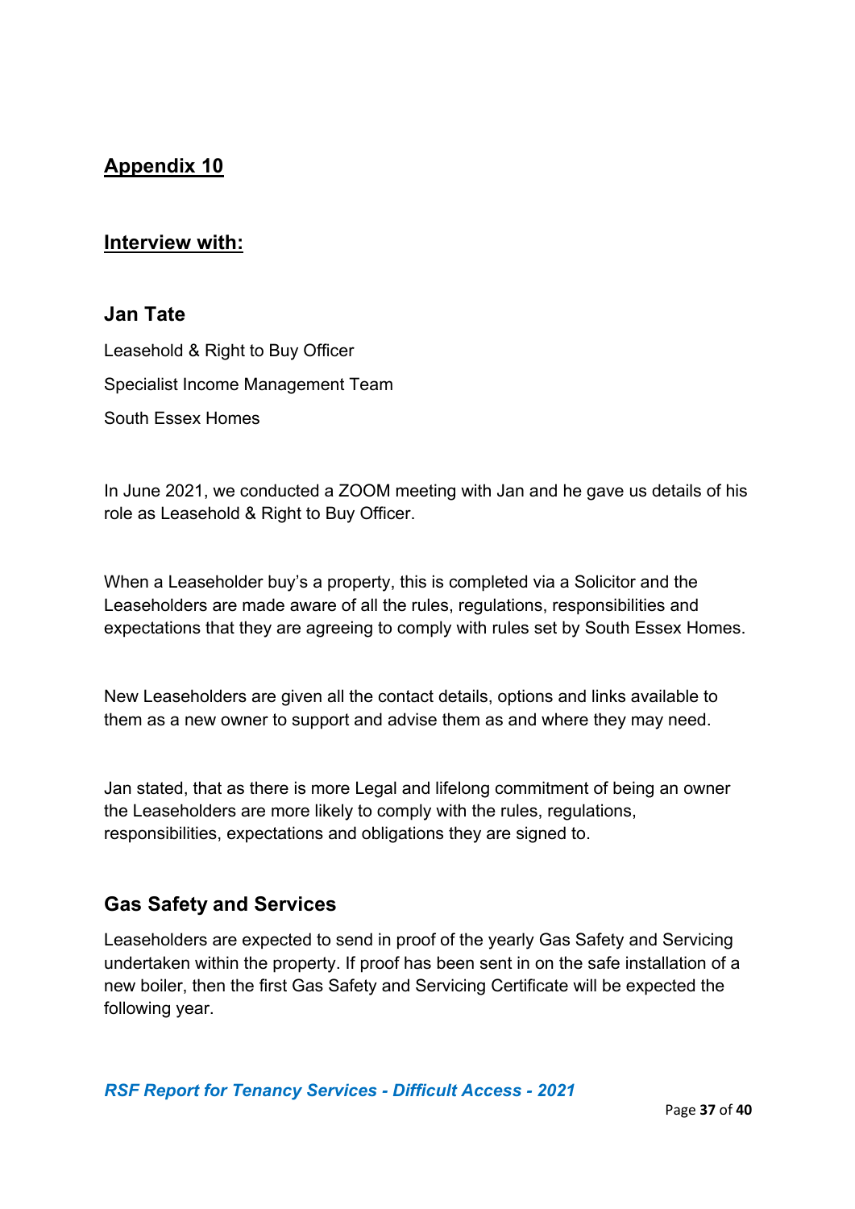## Appendix 10

## Interview with:

### Jan Tate

Leasehold & Right to Buy Officer

Specialist Income Management Team

South Essex Homes

In June 2021, we conducted a ZOOM meeting with Jan and he gave us details of his role as Leasehold & Right to Buy Officer.

When a Leaseholder buy's a property, this is completed via a Solicitor and the Leaseholders are made aware of all the rules, regulations, responsibilities and expectations that they are agreeing to comply with rules set by South Essex Homes.

New Leaseholders are given all the contact details, options and links available to them as a new owner to support and advise them as and where they may need.

Jan stated, that as there is more Legal and lifelong commitment of being an owner the Leaseholders are more likely to comply with the rules, regulations, responsibilities, expectations and obligations they are signed to.

### Gas Safety and Services

Leaseholders are expected to send in proof of the yearly Gas Safety and Servicing undertaken within the property. If proof has been sent in on the safe installation of a new boiler, then the first Gas Safety and Servicing Certificate will be expected the following year.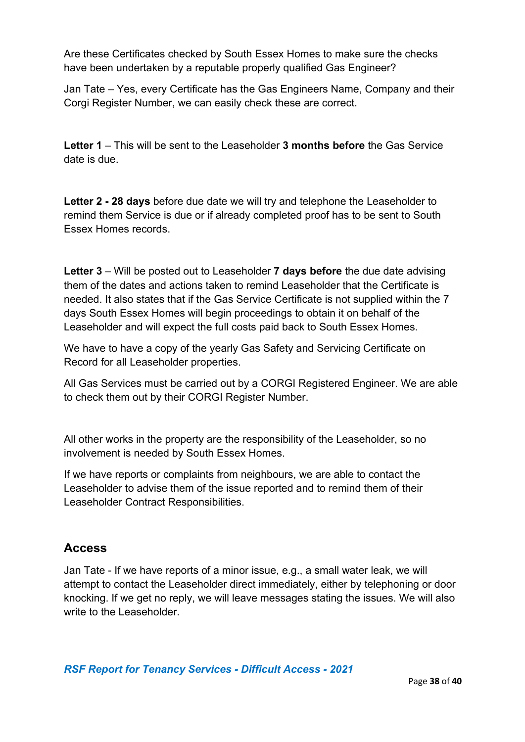Are these Certificates checked by South Essex Homes to make sure the checks have been undertaken by a reputable properly qualified Gas Engineer?

Jan Tate – Yes, every Certificate has the Gas Engineers Name, Company and their Corgi Register Number, we can easily check these are correct.

**Letter 1** – This will be sent to the Leaseholder **3 months before** the Gas Service date is due.

**Letter 2 - 28 days** before due date we will try and telephone the Leaseholder to remind them Service is due or if already completed proof has to be sent to South Essex Homes records.

**Letter 3** – Will be posted out to Leaseholder **7 days before** the due date advising them of the dates and actions taken to remind Leaseholder that the Certificate is needed. It also states that if the Gas Service Certificate is not supplied within the 7 days South Essex Homes will begin proceedings to obtain it on behalf of the Leaseholder and will expect the full costs paid back to South Essex Homes.

We have to have a copy of the yearly Gas Safety and Servicing Certificate on Record for all Leaseholder properties.

All Gas Services must be carried out by a CORGI Registered Engineer. We are able to check them out by their CORGI Register Number.

All other works in the property are the responsibility of the Leaseholder, so no involvement is needed by South Essex Homes.

If we have reports or complaints from neighbours, we are able to contact the Leaseholder to advise them of the issue reported and to remind them of their Leaseholder Contract Responsibilities.

## Access

Jan Tate - If we have reports of a minor issue, e.g., a small water leak, we will attempt to contact the Leaseholder direct immediately, either by telephoning or door knocking. If we get no reply, we will leave messages stating the issues. We will also write to the Leaseholder.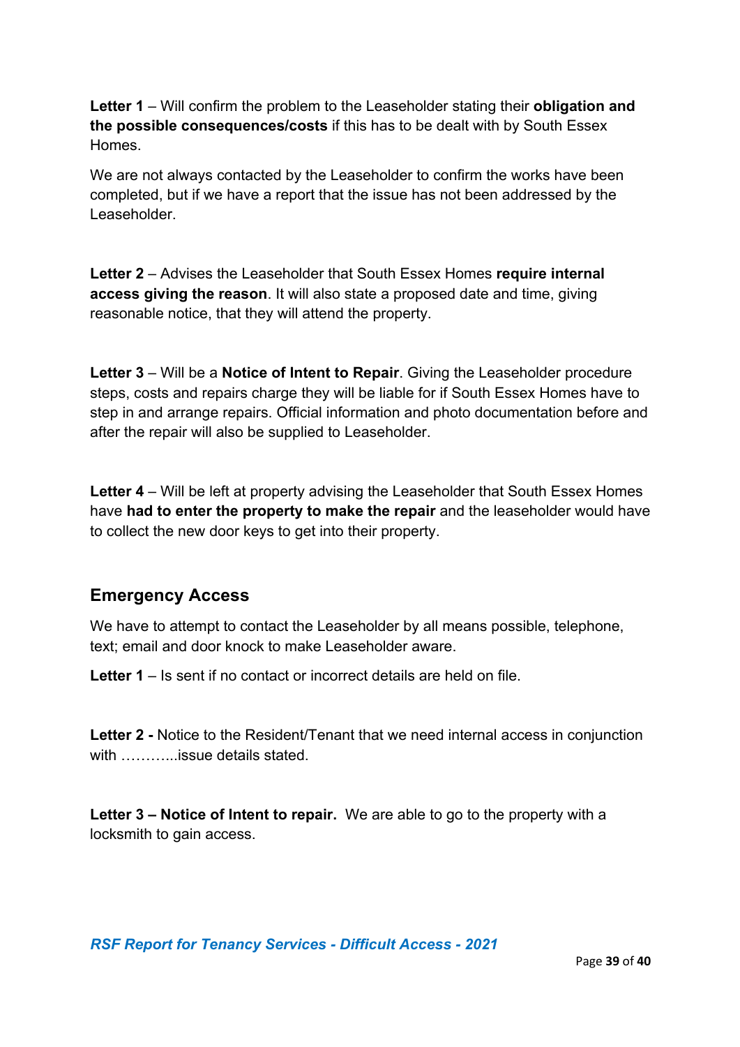**Letter 1** – Will confirm the problem to the Leaseholder stating their **obligation and the possible consequences/costs** if this has to be dealt with by South Essex Homes.

We are not always contacted by the Leaseholder to confirm the works have been completed, but if we have a report that the issue has not been addressed by the Leaseholder.

**Letter 2** – Advises the Leaseholder that South Essex Homes **require internal access giving the reason**. It will also state a proposed date and time, giving reasonable notice, that they will attend the property.

**Letter 3** – Will be a **Notice of Intent to Repair**. Giving the Leaseholder procedure steps, costs and repairs charge they will be liable for if South Essex Homes have to step in and arrange repairs. Official information and photo documentation before and after the repair will also be supplied to Leaseholder.

**Letter 4** – Will be left at property advising the Leaseholder that South Essex Homes have **had to enter the property to make the repair** and the leaseholder would have to collect the new door keys to get into their property.

## Emergency Access

We have to attempt to contact the Leaseholder by all means possible, telephone, text; email and door knock to make Leaseholder aware.

**Letter 1** – Is sent if no contact or incorrect details are held on file.

**Letter 2 -** Notice to the Resident/Tenant that we need internal access in conjunction with ………...issue details stated.

**Letter 3 – Notice of Intent to repair.** We are able to go to the property with a locksmith to gain access.

*RSF Report for Tenancy Services - Difficult Access - 2021*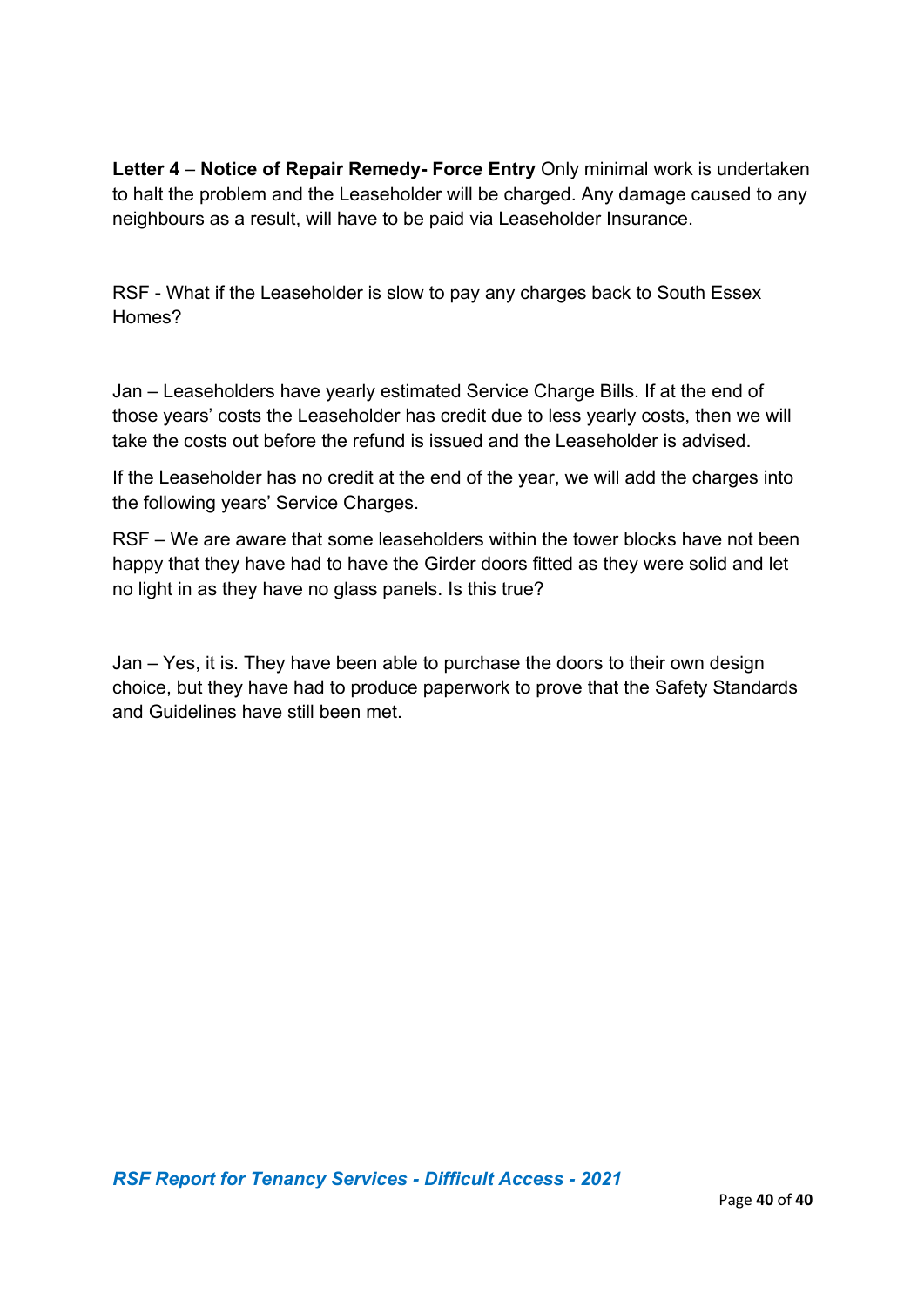**Letter 4** – **Notice of Repair Remedy- Force Entry** Only minimal work is undertaken to halt the problem and the Leaseholder will be charged. Any damage caused to any neighbours as a result, will have to be paid via Leaseholder Insurance.

RSF - What if the Leaseholder is slow to pay any charges back to South Essex Homes?

Jan – Leaseholders have yearly estimated Service Charge Bills. If at the end of those years' costs the Leaseholder has credit due to less yearly costs, then we will take the costs out before the refund is issued and the Leaseholder is advised.

If the Leaseholder has no credit at the end of the year, we will add the charges into the following years' Service Charges.

RSF – We are aware that some leaseholders within the tower blocks have not been happy that they have had to have the Girder doors fitted as they were solid and let no light in as they have no glass panels. Is this true?

Jan – Yes, it is. They have been able to purchase the doors to their own design choice, but they have had to produce paperwork to prove that the Safety Standards and Guidelines have still been met.